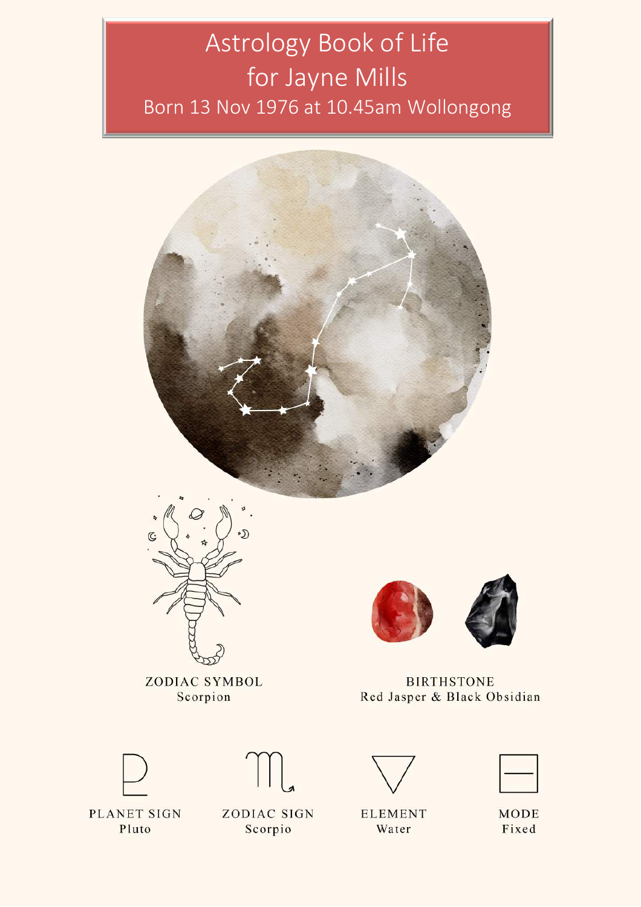# Astrology Book of Life for Jayne Mills

Born 13 Nov 1976 at 10.45am Wollongong

ZODIAC SYMBOL
Scorpion

BIRTHSTONE
Red Jasper & Black Obsidian

PLANET SIGN
Pluto

ZODIAC SIGN
Scorpio

ELEMENT
Water

MODE
Fixed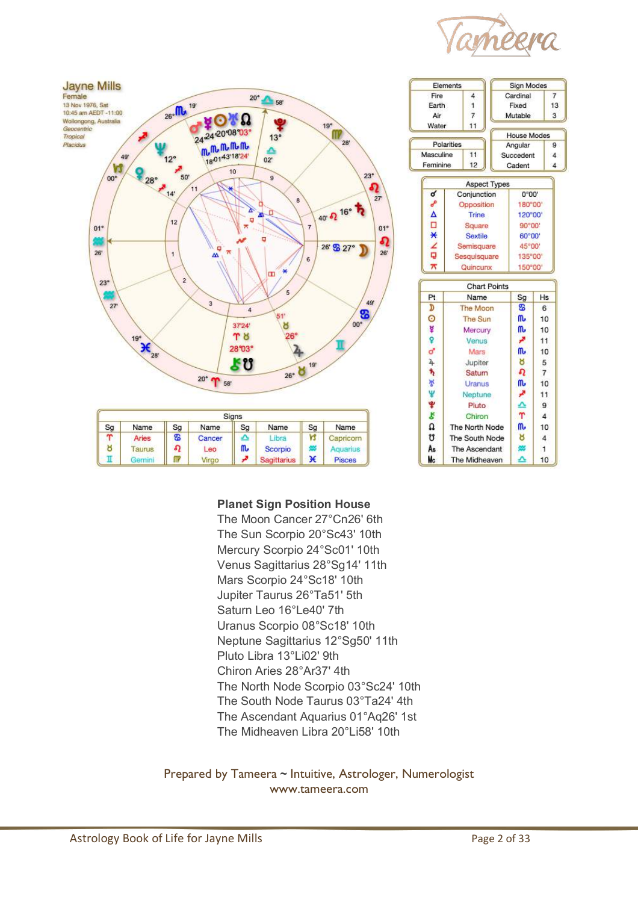Jayne Mills
Female
13 Nov 1976, Sat
10:45 am AEDT -11:00
Wollongong, Australia
Geocentric
Tropical
Placidus

| Elements | |
|---|---|
| Fire | 4 |
| Earth | 1 |
| Air | 7 |
| Water | 11 |

| Sign Modes | |
|---|---|
| Cardinal | 7 |
| Fixed | 13 |
| Mutable | 3 |

| Polarities | |
|---|---|
| Masculine | 11 |
| Feminine | 12 |

| House Modes | |
|---|---|
| Angular | 9 |
| Succedent | 4 |
| Cadent | 4 |

| Aspect Types | | |
|---|---|---|
| ☌ | Conjunction | 0°00' |
| ☍ | Opposition | 180°00' |
| △ | Trine | 120°00' |
| □ | Square | 90°00' |
| ⚹ | Sextile | 60°00' |
| ∠ | Semisquare | 45°00' |
| ⚼ | Sesquisquare | 135°00' |
| ⚻ | Quincunx | 150°00' |

| Chart Points | | | |
|---|---|---|---|
| Pt | Name | Sg | Hs |
| ☽ | The Moon | ♋ | 6 |
| ☉ | The Sun | ♏ | 10 |
| ☿ | Mercury | ♏ | 10 |
| ♀ | Venus | ♐ | 11 |
| ♂ | Mars | ♏ | 10 |
| ♃ | Jupiter | ♉ | 5 |
| ♄ | Saturn | ♌ | 7 |
| ♅ | Uranus | ♏ | 10 |
| ♆ | Neptune | ♐ | 11 |
| ♇ | Pluto | ♎ | 9 |
| ⚷ | Chiron | ♈ | 4 |
| ☊ | The North Node | ♏ | 10 |
| ☋ | The South Node | ♉ | 4 |
| As | The Ascendant | ♒ | 1 |
| Mc | The Midheaven | ♎ | 10 |

| Signs | | | | | | | |
|---|---|---|---|---|---|---|---|
| Sg | Name | Sg | Name | Sg | Name | Sg | Name |
| ♈ | Aries | ♋ | Cancer | ♎ | Libra | ♑ | Capricorn |
| ♉ | Taurus | ♌ | Leo | ♏ | Scorpio | ♒ | Aquarius |
| ♊ | Gemini | ♍ | Virgo | ♐ | Sagittarius | ♓ | Pisces |

**Planet Sign Position House**

The Moon Cancer 27°Cn26' 6th
The Sun Scorpio 20°Sc43' 10th
Mercury Scorpio 24°Sc01' 10th
Venus Sagittarius 28°Sg14' 11th
Mars Scorpio 24°Sc18' 10th
Jupiter Taurus 26°Ta51' 5th
Saturn Leo 16°Le40' 7th
Uranus Scorpio 08°Sc18' 10th
Neptune Sagittarius 12°Sg50' 11th
Pluto Libra 13°Li02' 9th
Chiron Aries 28°Ar37' 4th
The North Node Scorpio 03°Sc24' 10th
The South Node Taurus 03°Ta24' 4th
The Ascendant Aquarius 01°Aq26' 1st
The Midheaven Libra 20°Li58' 10th

Prepared by Tameera ~ Intuitive, Astrologer, Numerologist
www.tameera.com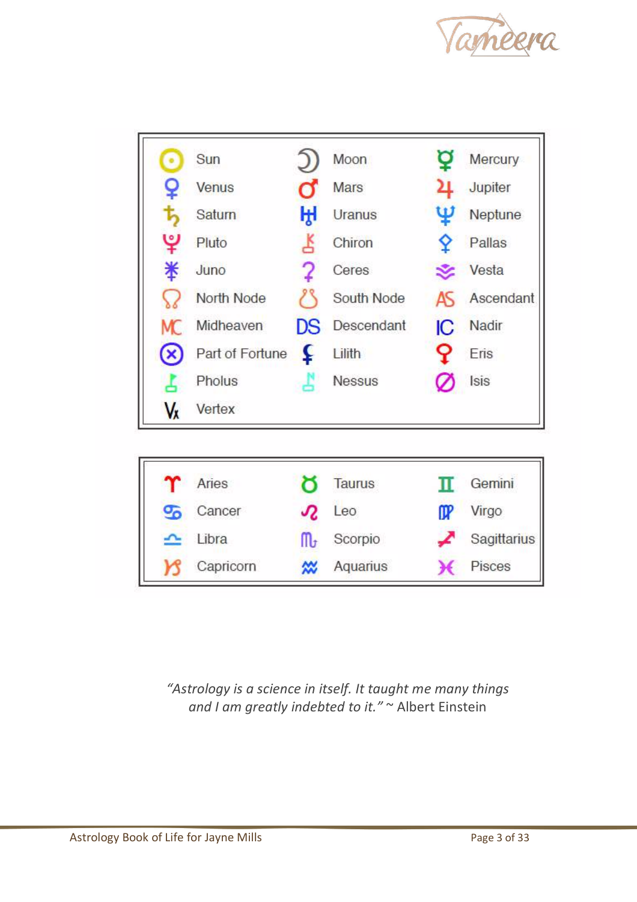| | | | | | |
|---|---|---|---|---|---|
| ☉ | Sun | ☽ | Moon | ☿ | Mercury |
| ♀ | Venus | ♂ | Mars | ♃ | Jupiter |
| ♄ | Saturn | ♅ | Uranus | ♆ | Neptune |
| ♇ | Pluto | ⚷ | Chiron | ⚴ | Pallas |
| ⚵ | Juno | ⚳ | Ceres | ⚶ | Vesta |
| ☊ | North Node | ☋ | South Node | AS | Ascendant |
| MC | Midheaven | DS | Descendant | IC | Nadir |
| ⊗ | Part of Fortune | ⚸ | Lilith | ⯰ | Eris |
| ⯛ | Pholus | ⯜ | Nessus | ∅ | Isis |
| Vx | Vertex | | | | |

| | | | | | |
|---|---|---|---|---|---|
| ♈ | Aries | ♉ | Taurus | ♊ | Gemini |
| ♋ | Cancer | ♌ | Leo | ♍ | Virgo |
| ♎ | Libra | ♏ | Scorpio | ♐ | Sagittarius |
| ♑ | Capricorn | ♒ | Aquarius | ♓ | Pisces |

*"Astrology is a science in itself. It taught me many things and I am greatly indebted to it."* ~ Albert Einstein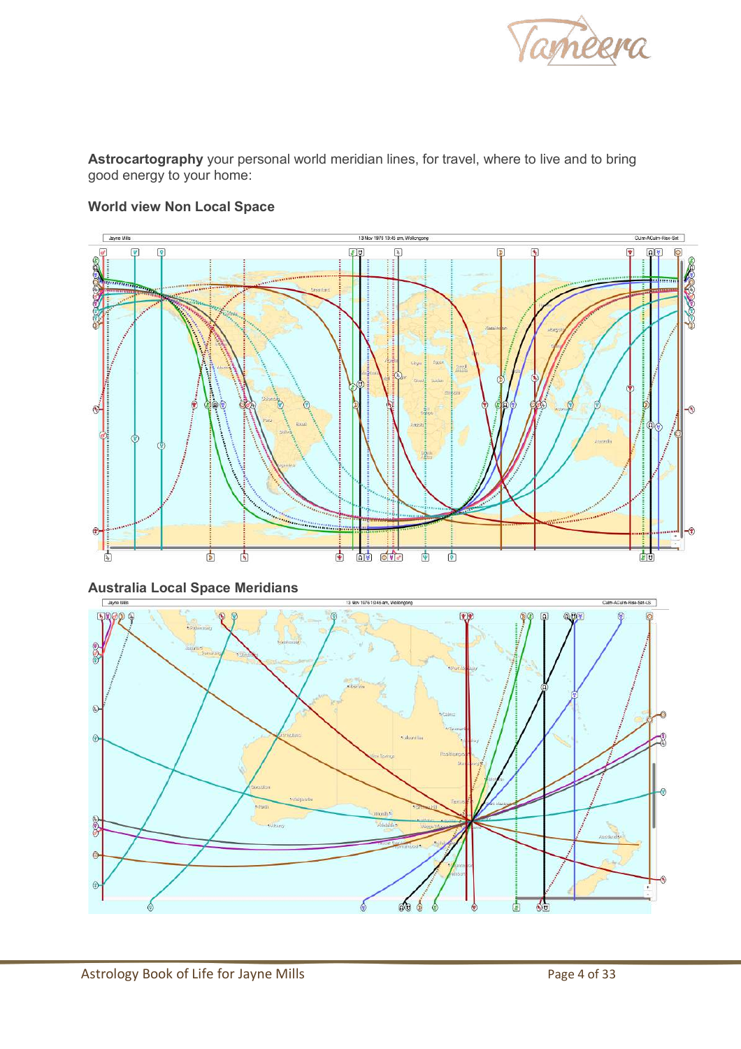**Astrocartography** your personal world meridian lines, for travel, where to live and to bring good energy to your home:

### World view Non Local Space

### Australia Local Space Meridians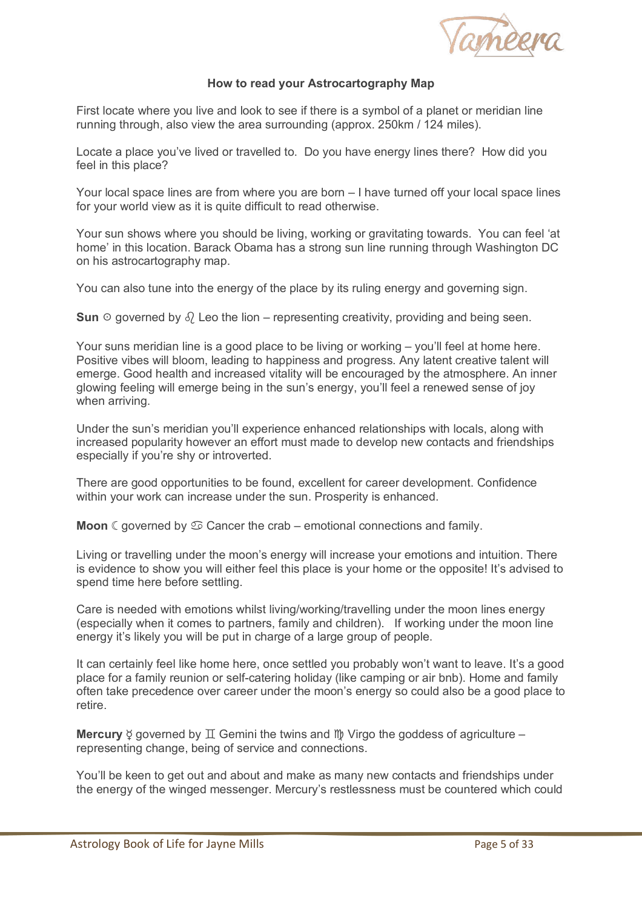## How to read your Astrocartography Map

First locate where you live and look to see if there is a symbol of a planet or meridian line running through, also view the area surrounding (approx. 250km / 124 miles).

Locate a place you've lived or travelled to. Do you have energy lines there? How did you feel in this place?

Your local space lines are from where you are born – I have turned off your local space lines for your world view as it is quite difficult to read otherwise.

Your sun shows where you should be living, working or gravitating towards. You can feel 'at home' in this location. Barack Obama has a strong sun line running through Washington DC on his astrocartography map.

You can also tune into the energy of the place by its ruling energy and governing sign.

**Sun** ☉ governed by ♌ Leo the lion – representing creativity, providing and being seen.

Your suns meridian line is a good place to be living or working – you'll feel at home here. Positive vibes will bloom, leading to happiness and progress. Any latent creative talent will emerge. Good health and increased vitality will be encouraged by the atmosphere. An inner glowing feeling will emerge being in the sun's energy, you'll feel a renewed sense of joy when arriving.

Under the sun's meridian you'll experience enhanced relationships with locals, along with increased popularity however an effort must made to develop new contacts and friendships especially if you're shy or introverted.

There are good opportunities to be found, excellent for career development. Confidence within your work can increase under the sun. Prosperity is enhanced.

**Moon** ☾ governed by ♋ Cancer the crab – emotional connections and family.

Living or travelling under the moon's energy will increase your emotions and intuition. There is evidence to show you will either feel this place is your home or the opposite! It's advised to spend time here before settling.

Care is needed with emotions whilst living/working/travelling under the moon lines energy (especially when it comes to partners, family and children). If working under the moon line energy it's likely you will be put in charge of a large group of people.

It can certainly feel like home here, once settled you probably won't want to leave. It's a good place for a family reunion or self-catering holiday (like camping or air bnb). Home and family often take precedence over career under the moon's energy so could also be a good place to retire.

**Mercury** ☿ governed by ♊ Gemini the twins and ♍ Virgo the goddess of agriculture – representing change, being of service and connections.

You'll be keen to get out and about and make as many new contacts and friendships under the energy of the winged messenger. Mercury's restlessness must be countered which could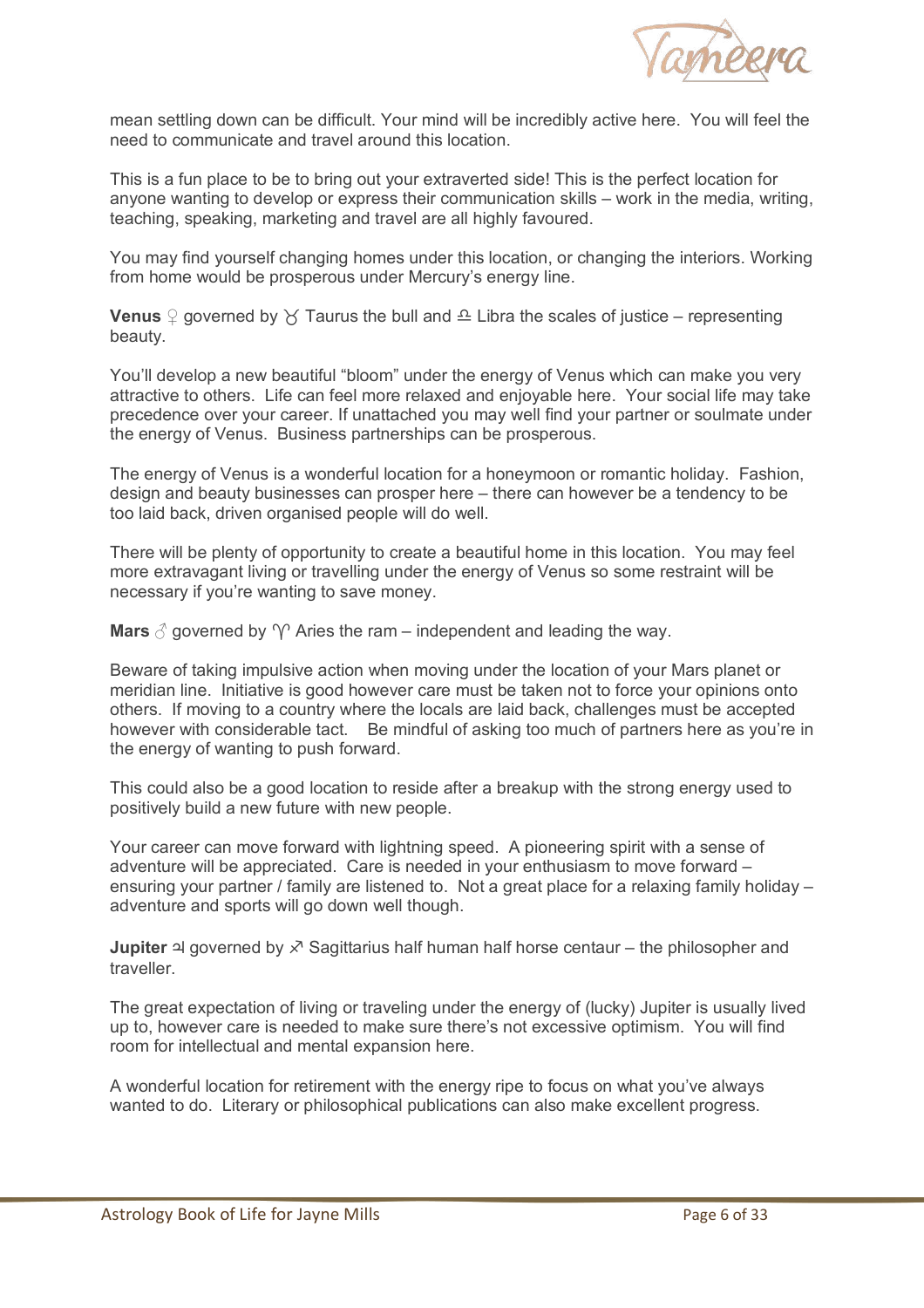mean settling down can be difficult. Your mind will be incredibly active here. You will feel the need to communicate and travel around this location.

This is a fun place to be to bring out your extraverted side! This is the perfect location for anyone wanting to develop or express their communication skills – work in the media, writing, teaching, speaking, marketing and travel are all highly favoured.

You may find yourself changing homes under this location, or changing the interiors. Working from home would be prosperous under Mercury's energy line.

**Venus** ♀ governed by ♉ Taurus the bull and ♎ Libra the scales of justice – representing beauty.

You'll develop a new beautiful "bloom" under the energy of Venus which can make you very attractive to others. Life can feel more relaxed and enjoyable here. Your social life may take precedence over your career. If unattached you may well find your partner or soulmate under the energy of Venus. Business partnerships can be prosperous.

The energy of Venus is a wonderful location for a honeymoon or romantic holiday. Fashion, design and beauty businesses can prosper here – there can however be a tendency to be too laid back, driven organised people will do well.

There will be plenty of opportunity to create a beautiful home in this location. You may feel more extravagant living or travelling under the energy of Venus so some restraint will be necessary if you're wanting to save money.

**Mars** ♂ governed by ♈ Aries the ram – independent and leading the way.

Beware of taking impulsive action when moving under the location of your Mars planet or meridian line. Initiative is good however care must be taken not to force your opinions onto others. If moving to a country where the locals are laid back, challenges must be accepted however with considerable tact. Be mindful of asking too much of partners here as you're in the energy of wanting to push forward.

This could also be a good location to reside after a breakup with the strong energy used to positively build a new future with new people.

Your career can move forward with lightning speed. A pioneering spirit with a sense of adventure will be appreciated. Care is needed in your enthusiasm to move forward – ensuring your partner / family are listened to. Not a great place for a relaxing family holiday – adventure and sports will go down well though.

**Jupiter** ♃ governed by ♐ Sagittarius half human half horse centaur – the philosopher and traveller.

The great expectation of living or traveling under the energy of (lucky) Jupiter is usually lived up to, however care is needed to make sure there's not excessive optimism. You will find room for intellectual and mental expansion here.

A wonderful location for retirement with the energy ripe to focus on what you've always wanted to do. Literary or philosophical publications can also make excellent progress.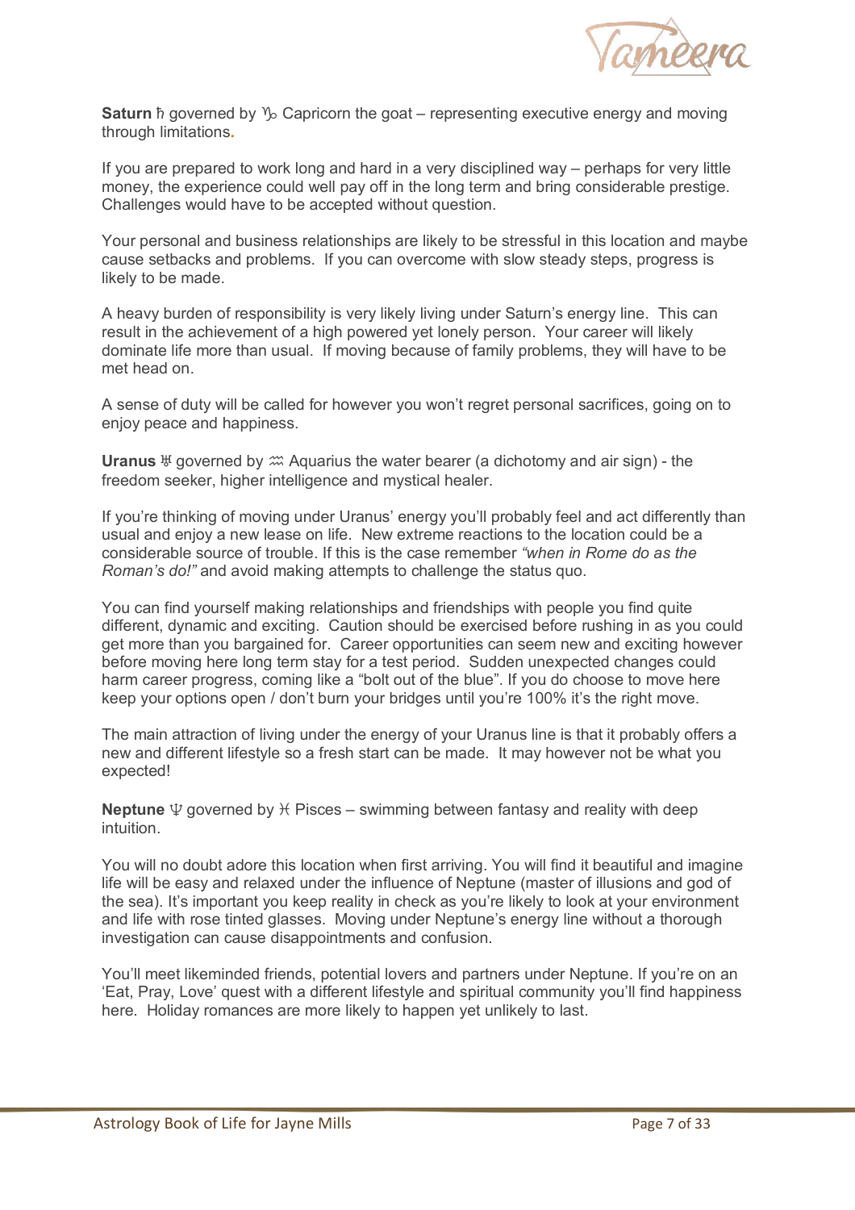**Saturn** ♄ governed by ♑ Capricorn the goat – representing executive energy and moving through limitations.

If you are prepared to work long and hard in a very disciplined way – perhaps for very little money, the experience could well pay off in the long term and bring considerable prestige. Challenges would have to be accepted without question.

Your personal and business relationships are likely to be stressful in this location and maybe cause setbacks and problems. If you can overcome with slow steady steps, progress is likely to be made.

A heavy burden of responsibility is very likely living under Saturn's energy line. This can result in the achievement of a high powered yet lonely person. Your career will likely dominate life more than usual. If moving because of family problems, they will have to be met head on.

A sense of duty will be called for however you won't regret personal sacrifices, going on to enjoy peace and happiness.

**Uranus** ♅ governed by ♒ Aquarius the water bearer (a dichotomy and air sign) - the freedom seeker, higher intelligence and mystical healer.

If you're thinking of moving under Uranus' energy you'll probably feel and act differently than usual and enjoy a new lease on life. New extreme reactions to the location could be a considerable source of trouble. If this is the case remember *"when in Rome do as the Roman's do!"* and avoid making attempts to challenge the status quo.

You can find yourself making relationships and friendships with people you find quite different, dynamic and exciting. Caution should be exercised before rushing in as you could get more than you bargained for. Career opportunities can seem new and exciting however before moving here long term stay for a test period. Sudden unexpected changes could harm career progress, coming like a "bolt out of the blue". If you do choose to move here keep your options open / don't burn your bridges until you're 100% it's the right move.

The main attraction of living under the energy of your Uranus line is that it probably offers a new and different lifestyle so a fresh start can be made. It may however not be what you expected!

**Neptune** ♆ governed by ♓ Pisces – swimming between fantasy and reality with deep intuition.

You will no doubt adore this location when first arriving. You will find it beautiful and imagine life will be easy and relaxed under the influence of Neptune (master of illusions and god of the sea). It's important you keep reality in check as you're likely to look at your environment and life with rose tinted glasses. Moving under Neptune's energy line without a thorough investigation can cause disappointments and confusion.

You'll meet likeminded friends, potential lovers and partners under Neptune. If you're on an 'Eat, Pray, Love' quest with a different lifestyle and spiritual community you'll find happiness here. Holiday romances are more likely to happen yet unlikely to last.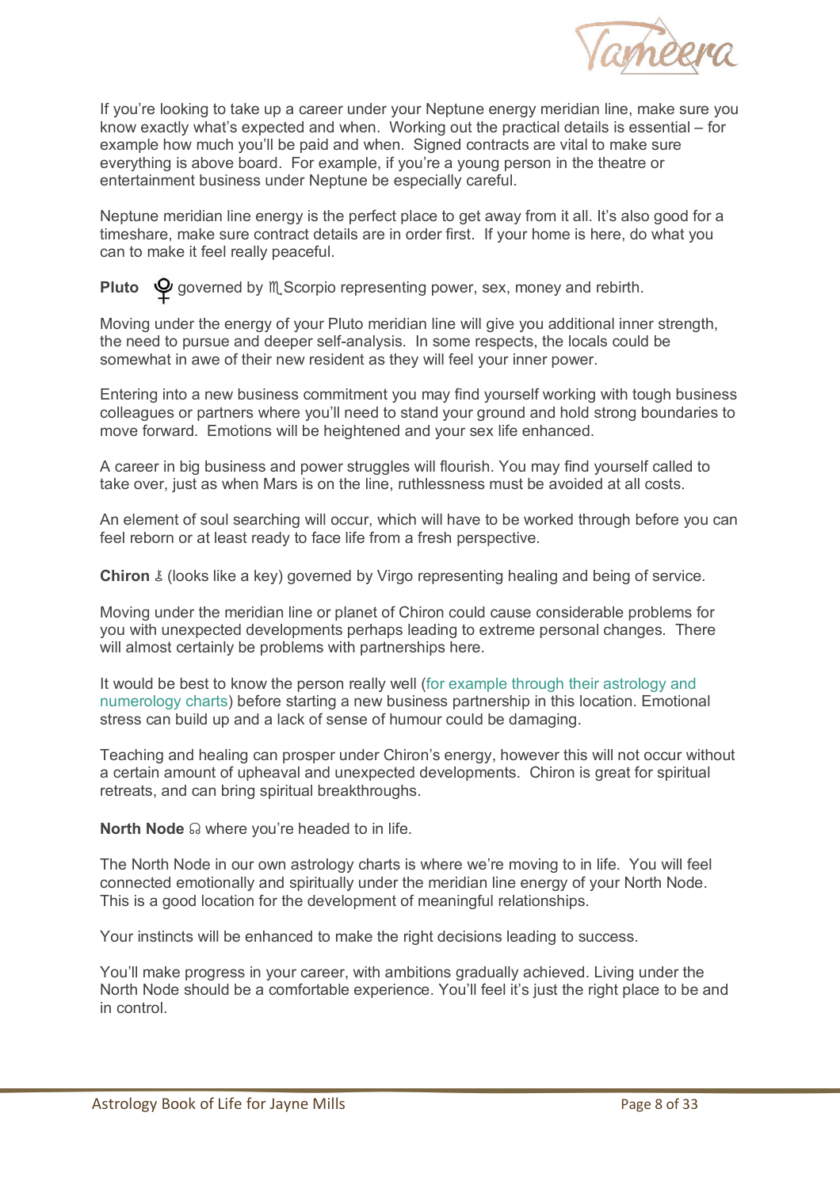If you're looking to take up a career under your Neptune energy meridian line, make sure you know exactly what's expected and when. Working out the practical details is essential – for example how much you'll be paid and when. Signed contracts are vital to make sure everything is above board. For example, if you're a young person in the theatre or entertainment business under Neptune be especially careful.

Neptune meridian line energy is the perfect place to get away from it all. It's also good for a timeshare, make sure contract details are in order first. If your home is here, do what you can to make it feel really peaceful.

**Pluto** ♇ governed by ♏ Scorpio representing power, sex, money and rebirth.

Moving under the energy of your Pluto meridian line will give you additional inner strength, the need to pursue and deeper self-analysis. In some respects, the locals could be somewhat in awe of their new resident as they will feel your inner power.

Entering into a new business commitment you may find yourself working with tough business colleagues or partners where you'll need to stand your ground and hold strong boundaries to move forward. Emotions will be heightened and your sex life enhanced.

A career in big business and power struggles will flourish. You may find yourself called to take over, just as when Mars is on the line, ruthlessness must be avoided at all costs.

An element of soul searching will occur, which will have to be worked through before you can feel reborn or at least ready to face life from a fresh perspective.

**Chiron** ⚷ (looks like a key) governed by Virgo representing healing and being of service.

Moving under the meridian line or planet of Chiron could cause considerable problems for you with unexpected developments perhaps leading to extreme personal changes. There will almost certainly be problems with partnerships here.

It would be best to know the person really well (for example through their astrology and numerology charts) before starting a new business partnership in this location. Emotional stress can build up and a lack of sense of humour could be damaging.

Teaching and healing can prosper under Chiron's energy, however this will not occur without a certain amount of upheaval and unexpected developments. Chiron is great for spiritual retreats, and can bring spiritual breakthroughs.

**North Node** ☊ where you're headed to in life.

The North Node in our own astrology charts is where we're moving to in life. You will feel connected emotionally and spiritually under the meridian line energy of your North Node. This is a good location for the development of meaningful relationships.

Your instincts will be enhanced to make the right decisions leading to success.

You'll make progress in your career, with ambitions gradually achieved. Living under the North Node should be a comfortable experience. You'll feel it's just the right place to be and in control.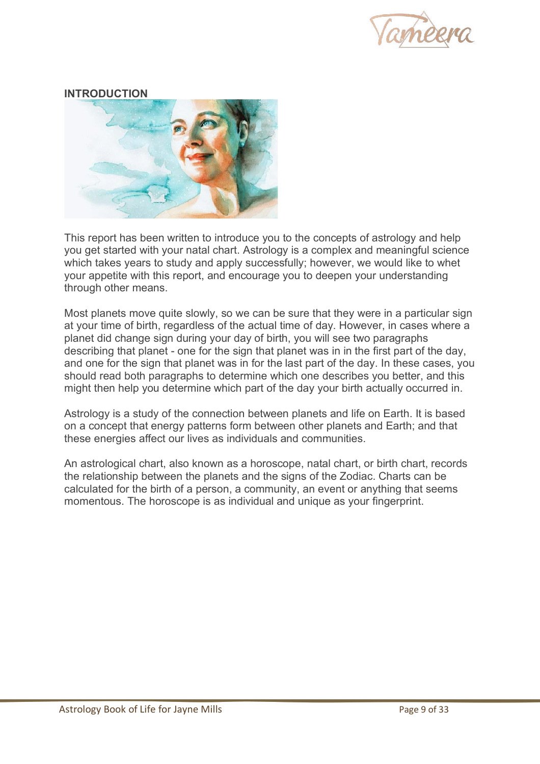## INTRODUCTION

This report has been written to introduce you to the concepts of astrology and help you get started with your natal chart. Astrology is a complex and meaningful science which takes years to study and apply successfully; however, we would like to whet your appetite with this report, and encourage you to deepen your understanding through other means.

Most planets move quite slowly, so we can be sure that they were in a particular sign at your time of birth, regardless of the actual time of day. However, in cases where a planet did change sign during your day of birth, you will see two paragraphs describing that planet - one for the sign that planet was in in the first part of the day, and one for the sign that planet was in for the last part of the day. In these cases, you should read both paragraphs to determine which one describes you better, and this might then help you determine which part of the day your birth actually occurred in.

Astrology is a study of the connection between planets and life on Earth. It is based on a concept that energy patterns form between other planets and Earth; and that these energies affect our lives as individuals and communities.

An astrological chart, also known as a horoscope, natal chart, or birth chart, records the relationship between the planets and the signs of the Zodiac. Charts can be calculated for the birth of a person, a community, an event or anything that seems momentous. The horoscope is as individual and unique as your fingerprint.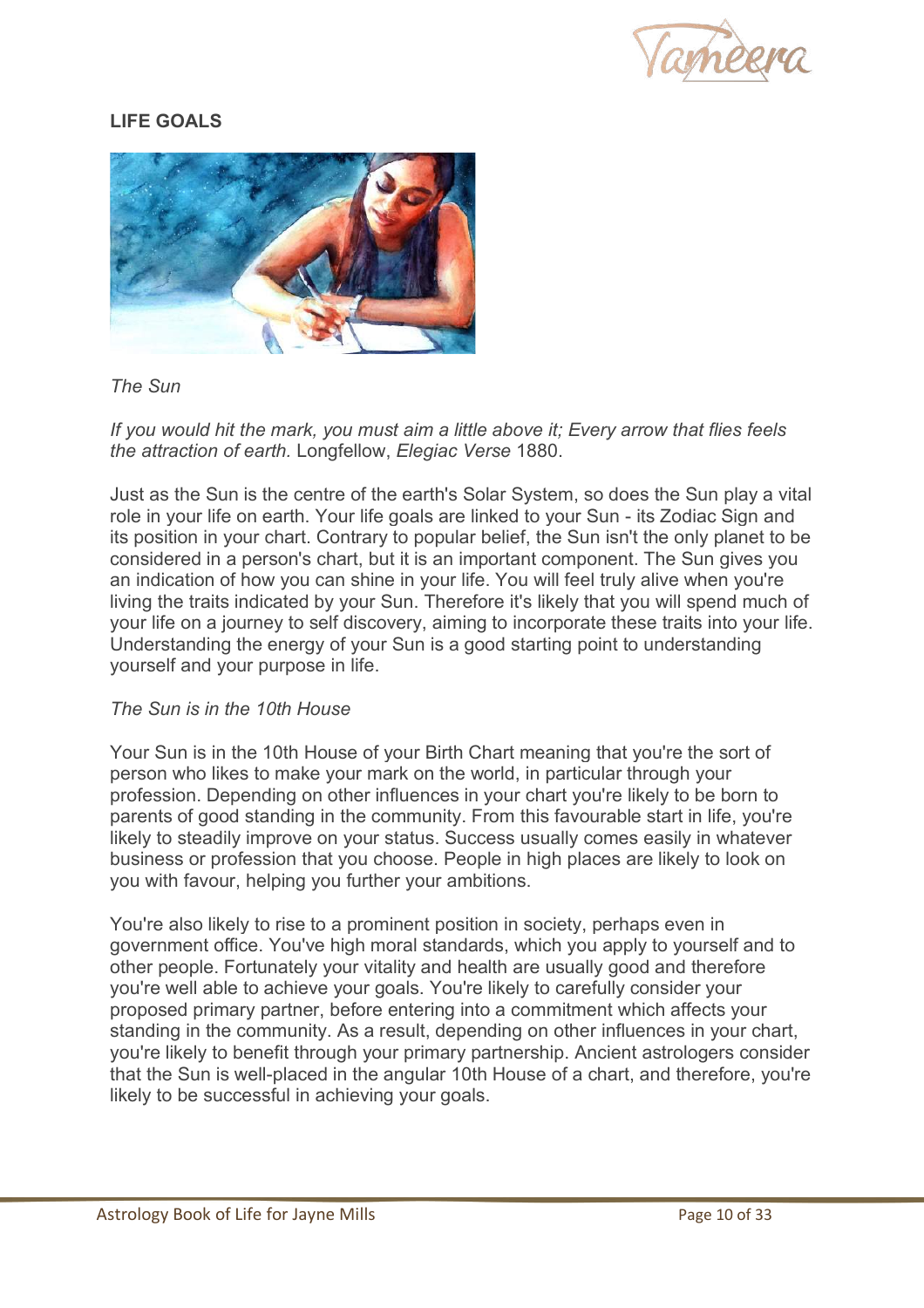**LIFE GOALS**

*The Sun*

*If you would hit the mark, you must aim a little above it; Every arrow that flies feels the attraction of earth.* Longfellow, *Elegiac Verse* 1880.

Just as the Sun is the centre of the earth's Solar System, so does the Sun play a vital role in your life on earth. Your life goals are linked to your Sun - its Zodiac Sign and its position in your chart. Contrary to popular belief, the Sun isn't the only planet to be considered in a person's chart, but it is an important component. The Sun gives you an indication of how you can shine in your life. You will feel truly alive when you're living the traits indicated by your Sun. Therefore it's likely that you will spend much of your life on a journey to self discovery, aiming to incorporate these traits into your life. Understanding the energy of your Sun is a good starting point to understanding yourself and your purpose in life.

*The Sun is in the 10th House*

Your Sun is in the 10th House of your Birth Chart meaning that you're the sort of person who likes to make your mark on the world, in particular through your profession. Depending on other influences in your chart you're likely to be born to parents of good standing in the community. From this favourable start in life, you're likely to steadily improve on your status. Success usually comes easily in whatever business or profession that you choose. People in high places are likely to look on you with favour, helping you further your ambitions.

You're also likely to rise to a prominent position in society, perhaps even in government office. You've high moral standards, which you apply to yourself and to other people. Fortunately your vitality and health are usually good and therefore you're well able to achieve your goals. You're likely to carefully consider your proposed primary partner, before entering into a commitment which affects your standing in the community. As a result, depending on other influences in your chart, you're likely to benefit through your primary partnership. Ancient astrologers consider that the Sun is well-placed in the angular 10th House of a chart, and therefore, you're likely to be successful in achieving your goals.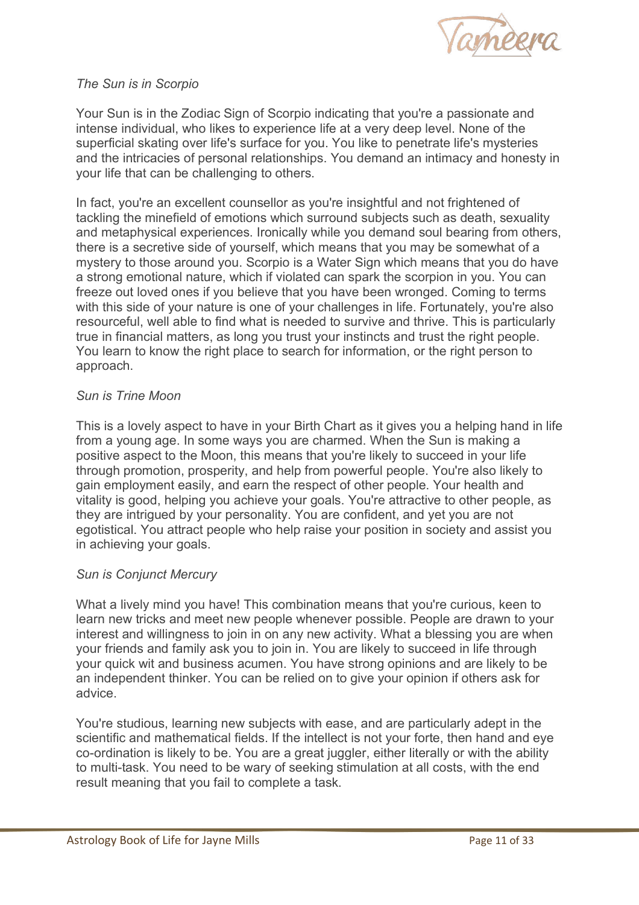*The Sun is in Scorpio*

Your Sun is in the Zodiac Sign of Scorpio indicating that you're a passionate and intense individual, who likes to experience life at a very deep level. None of the superficial skating over life's surface for you. You like to penetrate life's mysteries and the intricacies of personal relationships. You demand an intimacy and honesty in your life that can be challenging to others.

In fact, you're an excellent counsellor as you're insightful and not frightened of tackling the minefield of emotions which surround subjects such as death, sexuality and metaphysical experiences. Ironically while you demand soul bearing from others, there is a secretive side of yourself, which means that you may be somewhat of a mystery to those around you. Scorpio is a Water Sign which means that you do have a strong emotional nature, which if violated can spark the scorpion in you. You can freeze out loved ones if you believe that you have been wronged. Coming to terms with this side of your nature is one of your challenges in life. Fortunately, you're also resourceful, well able to find what is needed to survive and thrive. This is particularly true in financial matters, as long you trust your instincts and trust the right people. You learn to know the right place to search for information, or the right person to approach.

*Sun is Trine Moon*

This is a lovely aspect to have in your Birth Chart as it gives you a helping hand in life from a young age. In some ways you are charmed. When the Sun is making a positive aspect to the Moon, this means that you're likely to succeed in your life through promotion, prosperity, and help from powerful people. You're also likely to gain employment easily, and earn the respect of other people. Your health and vitality is good, helping you achieve your goals. You're attractive to other people, as they are intrigued by your personality. You are confident, and yet you are not egotistical. You attract people who help raise your position in society and assist you in achieving your goals.

*Sun is Conjunct Mercury*

What a lively mind you have! This combination means that you're curious, keen to learn new tricks and meet new people whenever possible. People are drawn to your interest and willingness to join in on any new activity. What a blessing you are when your friends and family ask you to join in. You are likely to succeed in life through your quick wit and business acumen. You have strong opinions and are likely to be an independent thinker. You can be relied on to give your opinion if others ask for advice.

You're studious, learning new subjects with ease, and are particularly adept in the scientific and mathematical fields. If the intellect is not your forte, then hand and eye co-ordination is likely to be. You are a great juggler, either literally or with the ability to multi-task. You need to be wary of seeking stimulation at all costs, with the end result meaning that you fail to complete a task.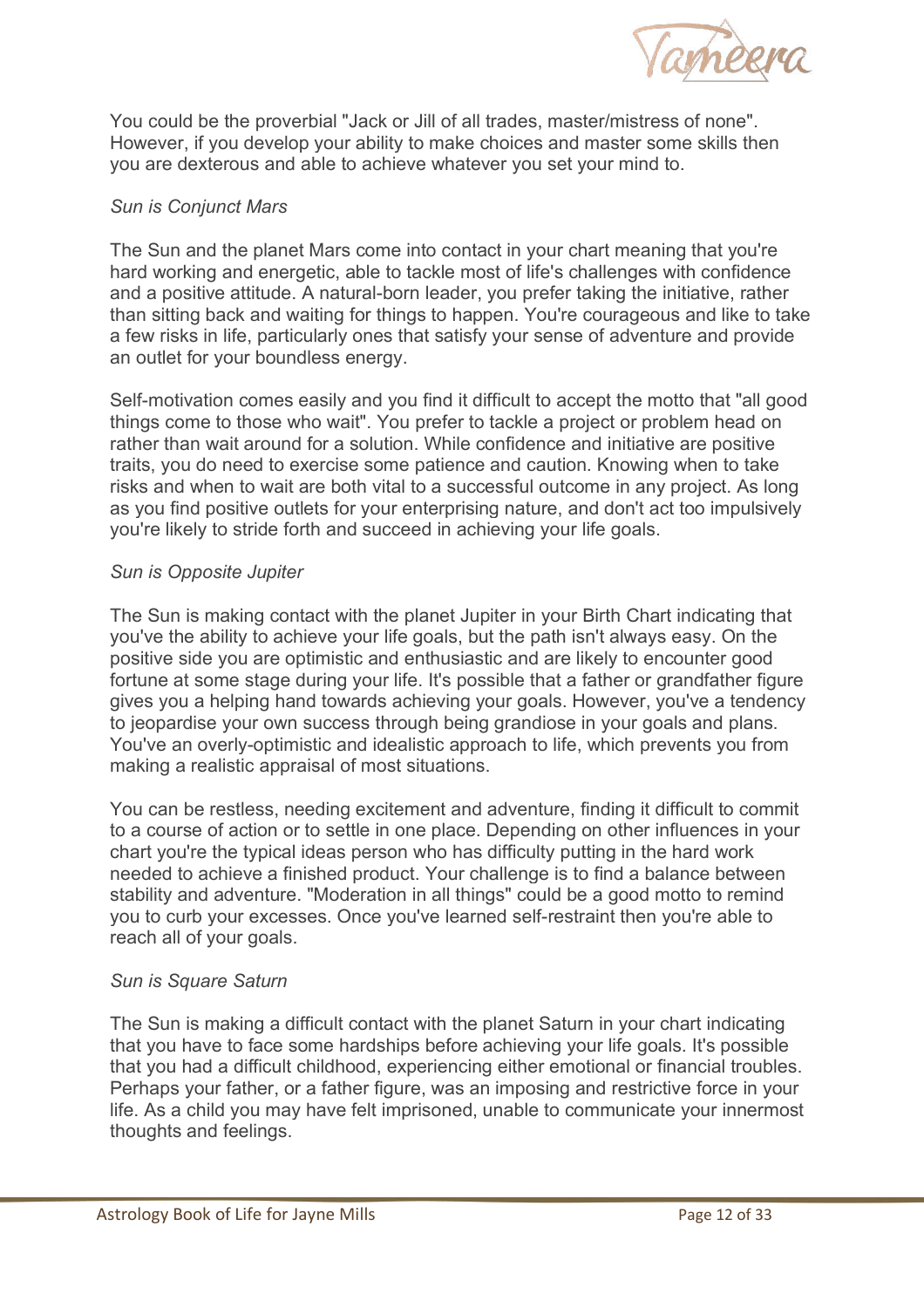You could be the proverbial "Jack or Jill of all trades, master/mistress of none". However, if you develop your ability to make choices and master some skills then you are dexterous and able to achieve whatever you set your mind to.

*Sun is Conjunct Mars*

The Sun and the planet Mars come into contact in your chart meaning that you're hard working and energetic, able to tackle most of life's challenges with confidence and a positive attitude. A natural-born leader, you prefer taking the initiative, rather than sitting back and waiting for things to happen. You're courageous and like to take a few risks in life, particularly ones that satisfy your sense of adventure and provide an outlet for your boundless energy.

Self-motivation comes easily and you find it difficult to accept the motto that "all good things come to those who wait". You prefer to tackle a project or problem head on rather than wait around for a solution. While confidence and initiative are positive traits, you do need to exercise some patience and caution. Knowing when to take risks and when to wait are both vital to a successful outcome in any project. As long as you find positive outlets for your enterprising nature, and don't act too impulsively you're likely to stride forth and succeed in achieving your life goals.

*Sun is Opposite Jupiter*

The Sun is making contact with the planet Jupiter in your Birth Chart indicating that you've the ability to achieve your life goals, but the path isn't always easy. On the positive side you are optimistic and enthusiastic and are likely to encounter good fortune at some stage during your life. It's possible that a father or grandfather figure gives you a helping hand towards achieving your goals. However, you've a tendency to jeopardise your own success through being grandiose in your goals and plans. You've an overly-optimistic and idealistic approach to life, which prevents you from making a realistic appraisal of most situations.

You can be restless, needing excitement and adventure, finding it difficult to commit to a course of action or to settle in one place. Depending on other influences in your chart you're the typical ideas person who has difficulty putting in the hard work needed to achieve a finished product. Your challenge is to find a balance between stability and adventure. "Moderation in all things" could be a good motto to remind you to curb your excesses. Once you've learned self-restraint then you're able to reach all of your goals.

*Sun is Square Saturn*

The Sun is making a difficult contact with the planet Saturn in your chart indicating that you have to face some hardships before achieving your life goals. It's possible that you had a difficult childhood, experiencing either emotional or financial troubles. Perhaps your father, or a father figure, was an imposing and restrictive force in your life. As a child you may have felt imprisoned, unable to communicate your innermost thoughts and feelings.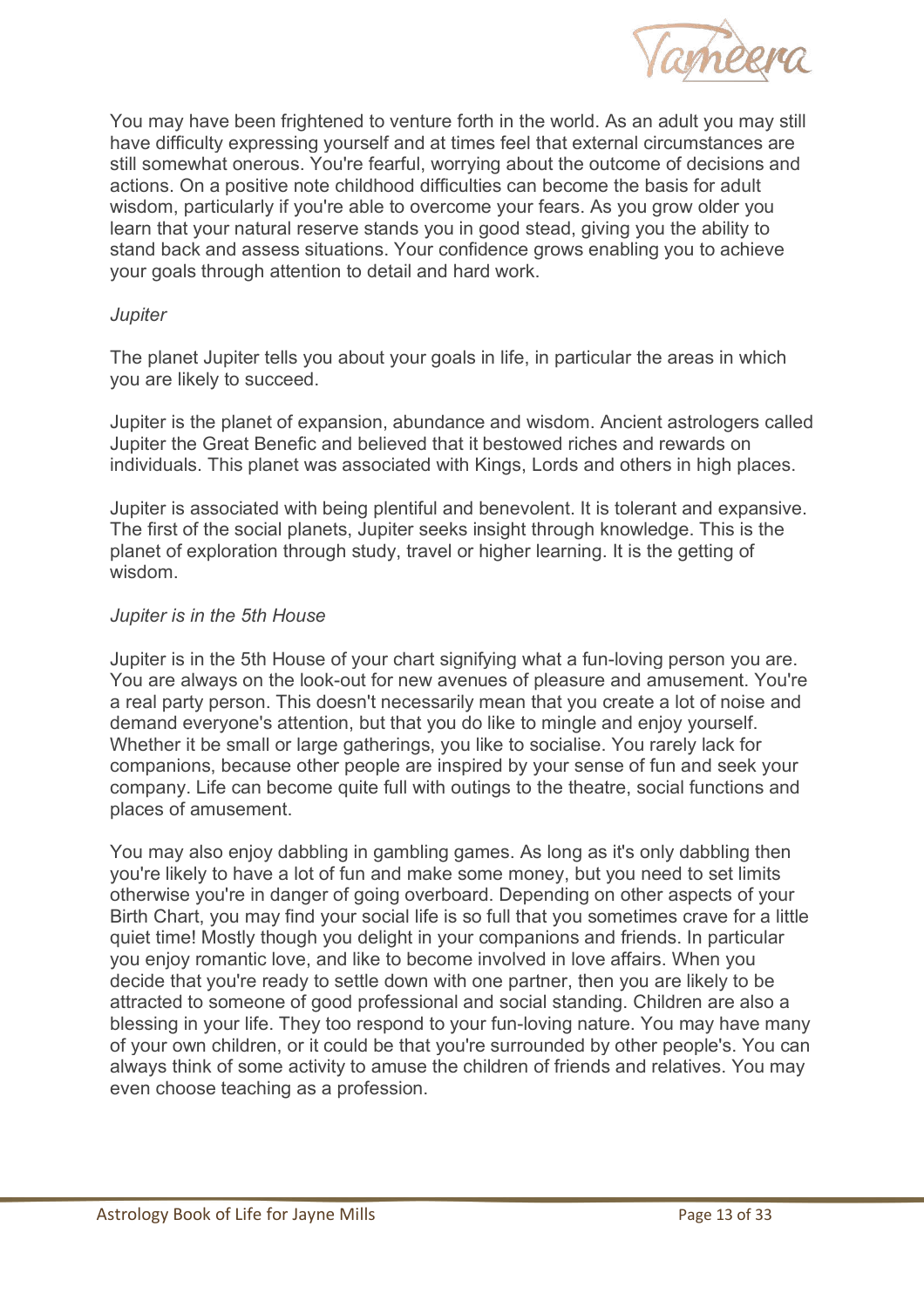You may have been frightened to venture forth in the world. As an adult you may still have difficulty expressing yourself and at times feel that external circumstances are still somewhat onerous. You're fearful, worrying about the outcome of decisions and actions. On a positive note childhood difficulties can become the basis for adult wisdom, particularly if you're able to overcome your fears. As you grow older you learn that your natural reserve stands you in good stead, giving you the ability to stand back and assess situations. Your confidence grows enabling you to achieve your goals through attention to detail and hard work.

*Jupiter*

The planet Jupiter tells you about your goals in life, in particular the areas in which you are likely to succeed.

Jupiter is the planet of expansion, abundance and wisdom. Ancient astrologers called Jupiter the Great Benefic and believed that it bestowed riches and rewards on individuals. This planet was associated with Kings, Lords and others in high places.

Jupiter is associated with being plentiful and benevolent. It is tolerant and expansive. The first of the social planets, Jupiter seeks insight through knowledge. This is the planet of exploration through study, travel or higher learning. It is the getting of wisdom.

*Jupiter is in the 5th House*

Jupiter is in the 5th House of your chart signifying what a fun-loving person you are. You are always on the look-out for new avenues of pleasure and amusement. You're a real party person. This doesn't necessarily mean that you create a lot of noise and demand everyone's attention, but that you do like to mingle and enjoy yourself. Whether it be small or large gatherings, you like to socialise. You rarely lack for companions, because other people are inspired by your sense of fun and seek your company. Life can become quite full with outings to the theatre, social functions and places of amusement.

You may also enjoy dabbling in gambling games. As long as it's only dabbling then you're likely to have a lot of fun and make some money, but you need to set limits otherwise you're in danger of going overboard. Depending on other aspects of your Birth Chart, you may find your social life is so full that you sometimes crave for a little quiet time! Mostly though you delight in your companions and friends. In particular you enjoy romantic love, and like to become involved in love affairs. When you decide that you're ready to settle down with one partner, then you are likely to be attracted to someone of good professional and social standing. Children are also a blessing in your life. They too respond to your fun-loving nature. You may have many of your own children, or it could be that you're surrounded by other people's. You can always think of some activity to amuse the children of friends and relatives. You may even choose teaching as a profession.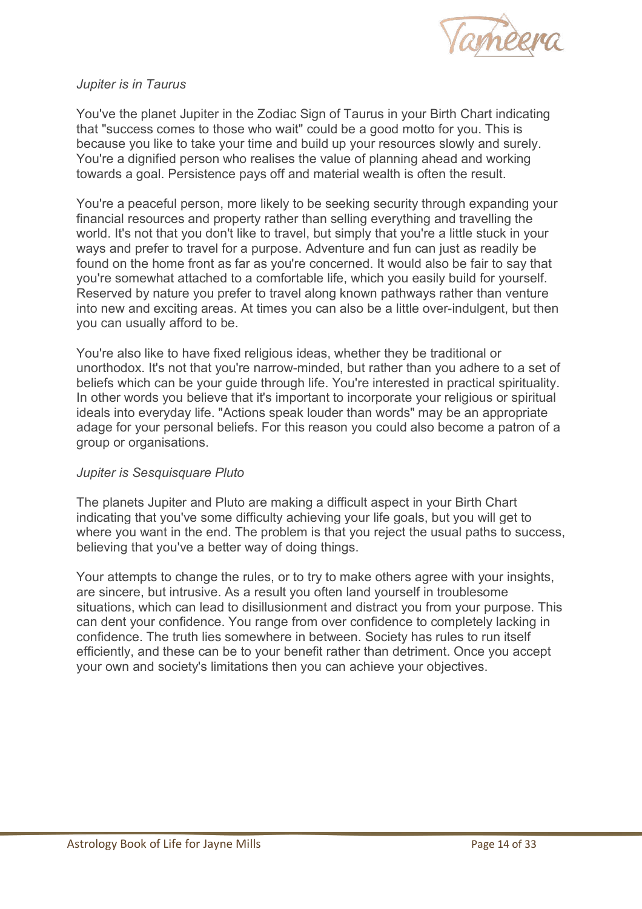*Jupiter is in Taurus*

You've the planet Jupiter in the Zodiac Sign of Taurus in your Birth Chart indicating that "success comes to those who wait" could be a good motto for you. This is because you like to take your time and build up your resources slowly and surely. You're a dignified person who realises the value of planning ahead and working towards a goal. Persistence pays off and material wealth is often the result.

You're a peaceful person, more likely to be seeking security through expanding your financial resources and property rather than selling everything and travelling the world. It's not that you don't like to travel, but simply that you're a little stuck in your ways and prefer to travel for a purpose. Adventure and fun can just as readily be found on the home front as far as you're concerned. It would also be fair to say that you're somewhat attached to a comfortable life, which you easily build for yourself. Reserved by nature you prefer to travel along known pathways rather than venture into new and exciting areas. At times you can also be a little over-indulgent, but then you can usually afford to be.

You're also like to have fixed religious ideas, whether they be traditional or unorthodox. It's not that you're narrow-minded, but rather than you adhere to a set of beliefs which can be your guide through life. You're interested in practical spirituality. In other words you believe that it's important to incorporate your religious or spiritual ideals into everyday life. "Actions speak louder than words" may be an appropriate adage for your personal beliefs. For this reason you could also become a patron of a group or organisations.

*Jupiter is Sesquisquare Pluto*

The planets Jupiter and Pluto are making a difficult aspect in your Birth Chart indicating that you've some difficulty achieving your life goals, but you will get to where you want in the end. The problem is that you reject the usual paths to success, believing that you've a better way of doing things.

Your attempts to change the rules, or to try to make others agree with your insights, are sincere, but intrusive. As a result you often land yourself in troublesome situations, which can lead to disillusionment and distract you from your purpose. This can dent your confidence. You range from over confidence to completely lacking in confidence. The truth lies somewhere in between. Society has rules to run itself efficiently, and these can be to your benefit rather than detriment. Once you accept your own and society's limitations then you can achieve your objectives.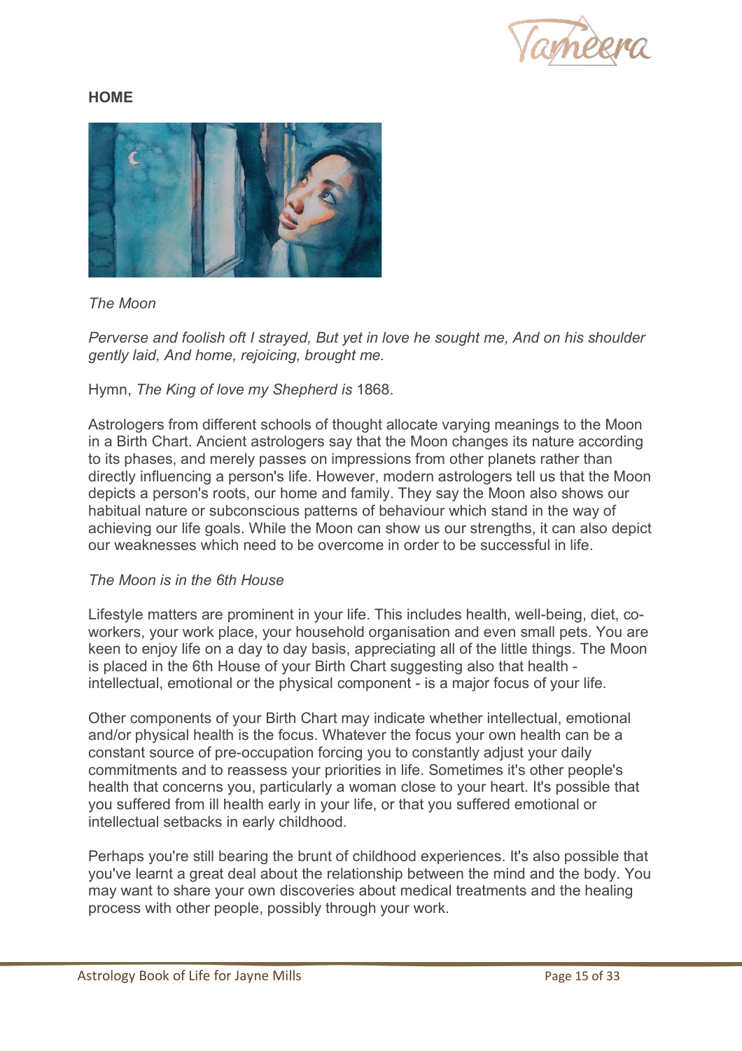**HOME**

*The Moon*

*Perverse and foolish oft I strayed, But yet in love he sought me, And on his shoulder gently laid, And home, rejoicing, brought me.*

Hymn, *The King of love my Shepherd is* 1868.

Astrologers from different schools of thought allocate varying meanings to the Moon in a Birth Chart. Ancient astrologers say that the Moon changes its nature according to its phases, and merely passes on impressions from other planets rather than directly influencing a person's life. However, modern astrologers tell us that the Moon depicts a person's roots, our home and family. They say the Moon also shows our habitual nature or subconscious patterns of behaviour which stand in the way of achieving our life goals. While the Moon can show us our strengths, it can also depict our weaknesses which need to be overcome in order to be successful in life.

*The Moon is in the 6th House*

Lifestyle matters are prominent in your life. This includes health, well-being, diet, co-workers, your work place, your household organisation and even small pets. You are keen to enjoy life on a day to day basis, appreciating all of the little things. The Moon is placed in the 6th House of your Birth Chart suggesting also that health - intellectual, emotional or the physical component - is a major focus of your life.

Other components of your Birth Chart may indicate whether intellectual, emotional and/or physical health is the focus. Whatever the focus your own health can be a constant source of pre-occupation forcing you to constantly adjust your daily commitments and to reassess your priorities in life. Sometimes it's other people's health that concerns you, particularly a woman close to your heart. It's possible that you suffered from ill health early in your life, or that you suffered emotional or intellectual setbacks in early childhood.

Perhaps you're still bearing the brunt of childhood experiences. It's also possible that you've learnt a great deal about the relationship between the mind and the body. You may want to share your own discoveries about medical treatments and the healing process with other people, possibly through your work.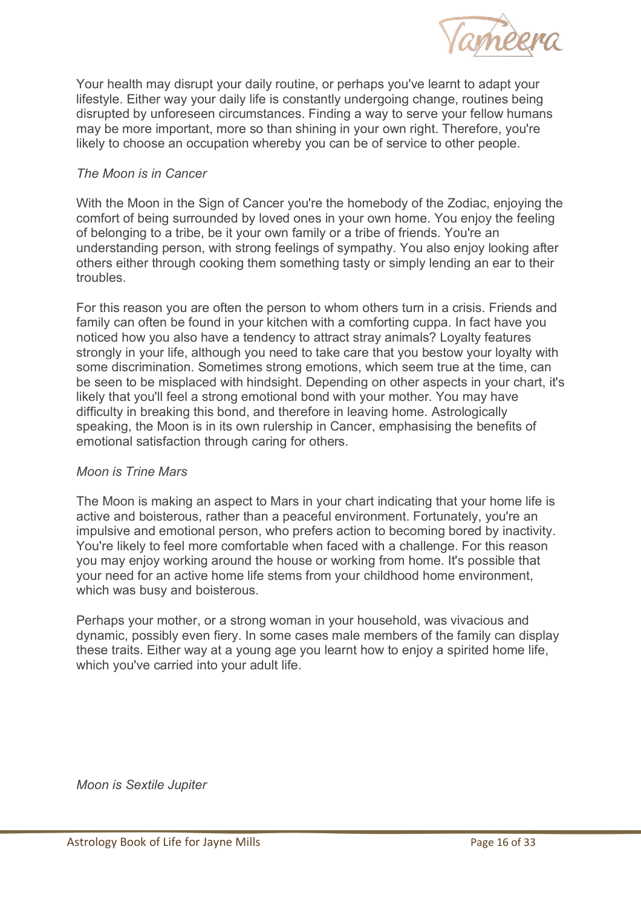Your health may disrupt your daily routine, or perhaps you've learnt to adapt your lifestyle. Either way your daily life is constantly undergoing change, routines being disrupted by unforeseen circumstances. Finding a way to serve your fellow humans may be more important, more so than shining in your own right. Therefore, you're likely to choose an occupation whereby you can be of service to other people.

*The Moon is in Cancer*

With the Moon in the Sign of Cancer you're the homebody of the Zodiac, enjoying the comfort of being surrounded by loved ones in your own home. You enjoy the feeling of belonging to a tribe, be it your own family or a tribe of friends. You're an understanding person, with strong feelings of sympathy. You also enjoy looking after others either through cooking them something tasty or simply lending an ear to their troubles.

For this reason you are often the person to whom others turn in a crisis. Friends and family can often be found in your kitchen with a comforting cuppa. In fact have you noticed how you also have a tendency to attract stray animals? Loyalty features strongly in your life, although you need to take care that you bestow your loyalty with some discrimination. Sometimes strong emotions, which seem true at the time, can be seen to be misplaced with hindsight. Depending on other aspects in your chart, it's likely that you'll feel a strong emotional bond with your mother. You may have difficulty in breaking this bond, and therefore in leaving home. Astrologically speaking, the Moon is in its own rulership in Cancer, emphasising the benefits of emotional satisfaction through caring for others.

*Moon is Trine Mars*

The Moon is making an aspect to Mars in your chart indicating that your home life is active and boisterous, rather than a peaceful environment. Fortunately, you're an impulsive and emotional person, who prefers action to becoming bored by inactivity. You're likely to feel more comfortable when faced with a challenge. For this reason you may enjoy working around the house or working from home. It's possible that your need for an active home life stems from your childhood home environment, which was busy and boisterous.

Perhaps your mother, or a strong woman in your household, was vivacious and dynamic, possibly even fiery. In some cases male members of the family can display these traits. Either way at a young age you learnt how to enjoy a spirited home life, which you've carried into your adult life.

*Moon is Sextile Jupiter*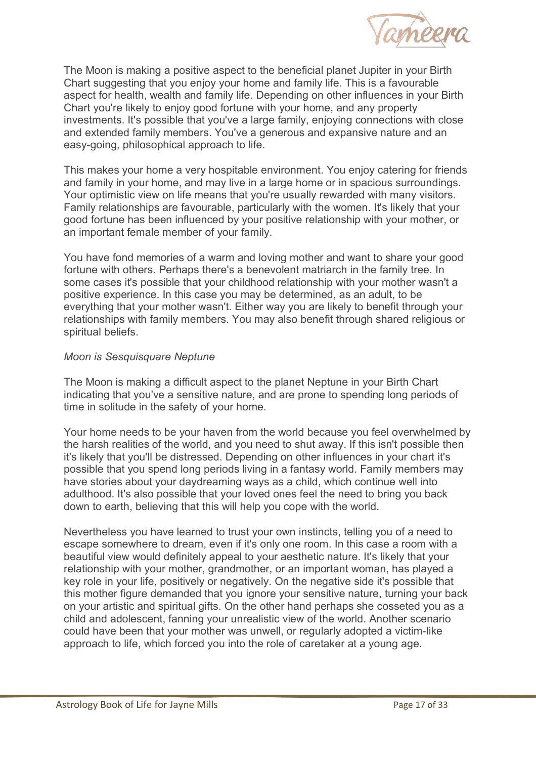The Moon is making a positive aspect to the beneficial planet Jupiter in your Birth Chart suggesting that you enjoy your home and family life. This is a favourable aspect for health, wealth and family life. Depending on other influences in your Birth Chart you're likely to enjoy good fortune with your home, and any property investments. It's possible that you've a large family, enjoying connections with close and extended family members. You've a generous and expansive nature and an easy-going, philosophical approach to life.

This makes your home a very hospitable environment. You enjoy catering for friends and family in your home, and may live in a large home or in spacious surroundings. Your optimistic view on life means that you're usually rewarded with many visitors. Family relationships are favourable, particularly with the women. It's likely that your good fortune has been influenced by your positive relationship with your mother, or an important female member of your family.

You have fond memories of a warm and loving mother and want to share your good fortune with others. Perhaps there's a benevolent matriarch in the family tree. In some cases it's possible that your childhood relationship with your mother wasn't a positive experience. In this case you may be determined, as an adult, to be everything that your mother wasn't. Either way you are likely to benefit through your relationships with family members. You may also benefit through shared religious or spiritual beliefs.

*Moon is Sesquisquare Neptune*

The Moon is making a difficult aspect to the planet Neptune in your Birth Chart indicating that you've a sensitive nature, and are prone to spending long periods of time in solitude in the safety of your home.

Your home needs to be your haven from the world because you feel overwhelmed by the harsh realities of the world, and you need to shut away. If this isn't possible then it's likely that you'll be distressed. Depending on other influences in your chart it's possible that you spend long periods living in a fantasy world. Family members may have stories about your daydreaming ways as a child, which continue well into adulthood. It's also possible that your loved ones feel the need to bring you back down to earth, believing that this will help you cope with the world.

Nevertheless you have learned to trust your own instincts, telling you of a need to escape somewhere to dream, even if it's only one room. In this case a room with a beautiful view would definitely appeal to your aesthetic nature. It's likely that your relationship with your mother, grandmother, or an important woman, has played a key role in your life, positively or negatively. On the negative side it's possible that this mother figure demanded that you ignore your sensitive nature, turning your back on your artistic and spiritual gifts. On the other hand perhaps she cosseted you as a child and adolescent, fanning your unrealistic view of the world. Another scenario could have been that your mother was unwell, or regularly adopted a victim-like approach to life, which forced you into the role of caretaker at a young age.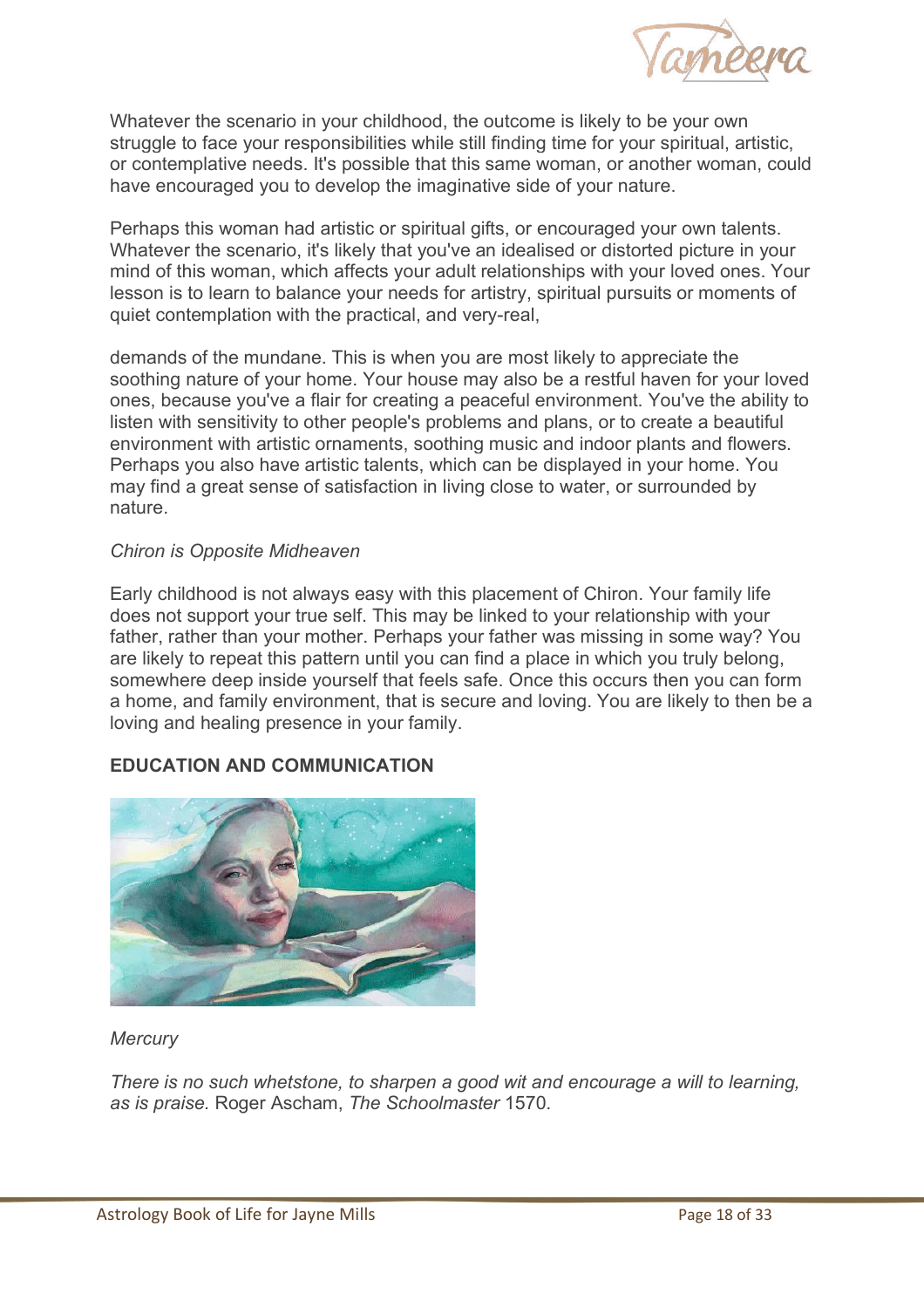Whatever the scenario in your childhood, the outcome is likely to be your own struggle to face your responsibilities while still finding time for your spiritual, artistic, or contemplative needs. It's possible that this same woman, or another woman, could have encouraged you to develop the imaginative side of your nature.

Perhaps this woman had artistic or spiritual gifts, or encouraged your own talents. Whatever the scenario, it's likely that you've an idealised or distorted picture in your mind of this woman, which affects your adult relationships with your loved ones. Your lesson is to learn to balance your needs for artistry, spiritual pursuits or moments of quiet contemplation with the practical, and very-real,

demands of the mundane. This is when you are most likely to appreciate the soothing nature of your home. Your house may also be a restful haven for your loved ones, because you've a flair for creating a peaceful environment. You've the ability to listen with sensitivity to other people's problems and plans, or to create a beautiful environment with artistic ornaments, soothing music and indoor plants and flowers. Perhaps you also have artistic talents, which can be displayed in your home. You may find a great sense of satisfaction in living close to water, or surrounded by nature.

*Chiron is Opposite Midheaven*

Early childhood is not always easy with this placement of Chiron. Your family life does not support your true self. This may be linked to your relationship with your father, rather than your mother. Perhaps your father was missing in some way? You are likely to repeat this pattern until you can find a place in which you truly belong, somewhere deep inside yourself that feels safe. Once this occurs then you can form a home, and family environment, that is secure and loving. You are likely to then be a loving and healing presence in your family.

## EDUCATION AND COMMUNICATION

*Mercury*

*There is no such whetstone, to sharpen a good wit and encourage a will to learning, as is praise.* Roger Ascham, *The Schoolmaster* 1570.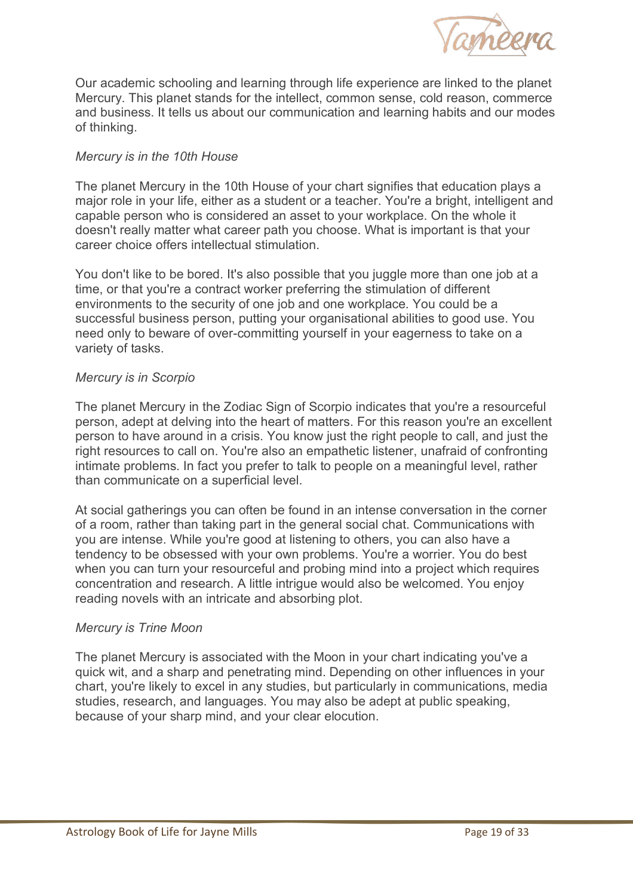Our academic schooling and learning through life experience are linked to the planet Mercury. This planet stands for the intellect, common sense, cold reason, commerce and business. It tells us about our communication and learning habits and our modes of thinking.

*Mercury is in the 10th House*

The planet Mercury in the 10th House of your chart signifies that education plays a major role in your life, either as a student or a teacher. You're a bright, intelligent and capable person who is considered an asset to your workplace. On the whole it doesn't really matter what career path you choose. What is important is that your career choice offers intellectual stimulation.

You don't like to be bored. It's also possible that you juggle more than one job at a time, or that you're a contract worker preferring the stimulation of different environments to the security of one job and one workplace. You could be a successful business person, putting your organisational abilities to good use. You need only to beware of over-committing yourself in your eagerness to take on a variety of tasks.

*Mercury is in Scorpio*

The planet Mercury in the Zodiac Sign of Scorpio indicates that you're a resourceful person, adept at delving into the heart of matters. For this reason you're an excellent person to have around in a crisis. You know just the right people to call, and just the right resources to call on. You're also an empathetic listener, unafraid of confronting intimate problems. In fact you prefer to talk to people on a meaningful level, rather than communicate on a superficial level.

At social gatherings you can often be found in an intense conversation in the corner of a room, rather than taking part in the general social chat. Communications with you are intense. While you're good at listening to others, you can also have a tendency to be obsessed with your own problems. You're a worrier. You do best when you can turn your resourceful and probing mind into a project which requires concentration and research. A little intrigue would also be welcomed. You enjoy reading novels with an intricate and absorbing plot.

*Mercury is Trine Moon*

The planet Mercury is associated with the Moon in your chart indicating you've a quick wit, and a sharp and penetrating mind. Depending on other influences in your chart, you're likely to excel in any studies, but particularly in communications, media studies, research, and languages. You may also be adept at public speaking, because of your sharp mind, and your clear elocution.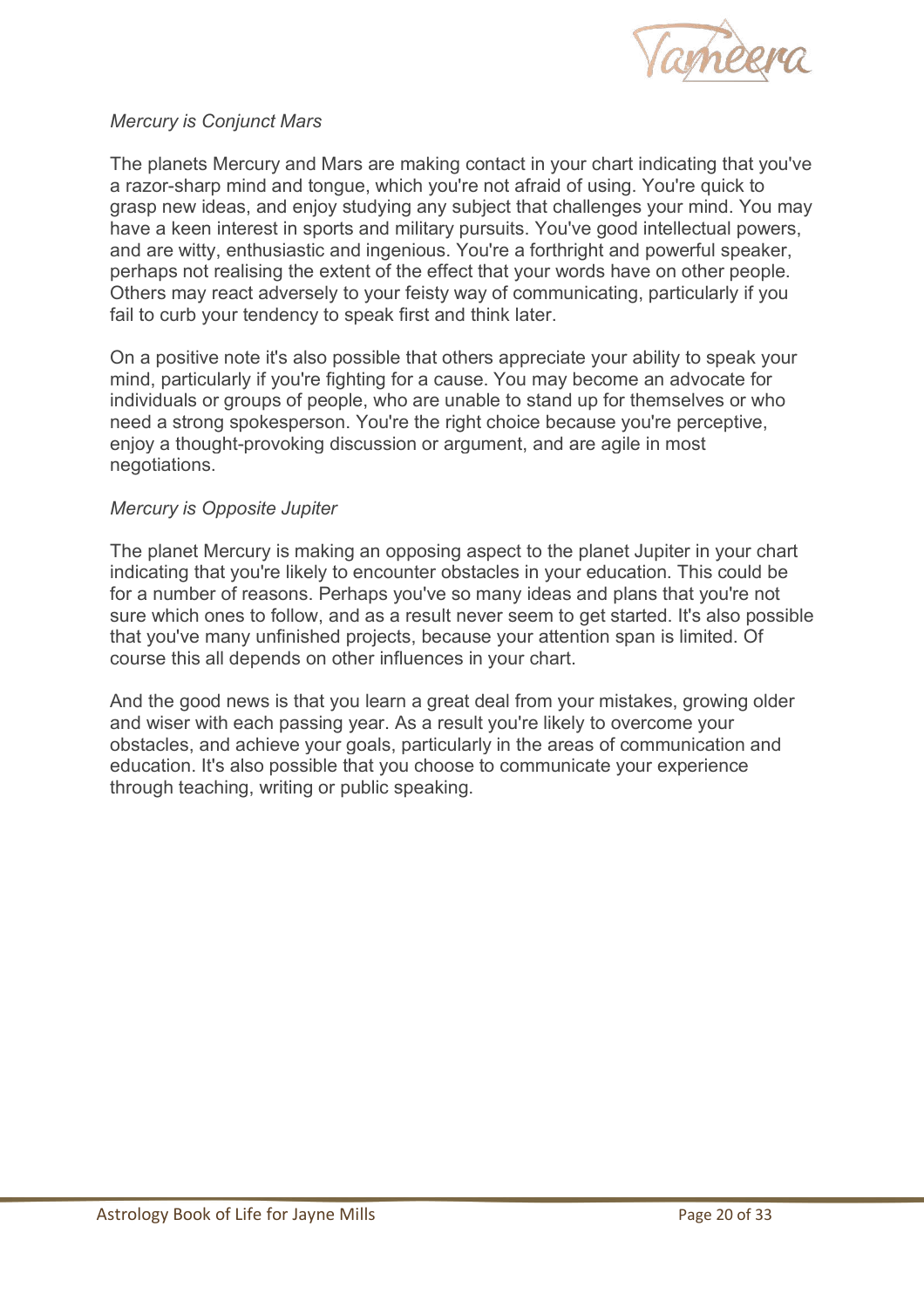*Mercury is Conjunct Mars*

The planets Mercury and Mars are making contact in your chart indicating that you've a razor-sharp mind and tongue, which you're not afraid of using. You're quick to grasp new ideas, and enjoy studying any subject that challenges your mind. You may have a keen interest in sports and military pursuits. You've good intellectual powers, and are witty, enthusiastic and ingenious. You're a forthright and powerful speaker, perhaps not realising the extent of the effect that your words have on other people. Others may react adversely to your feisty way of communicating, particularly if you fail to curb your tendency to speak first and think later.

On a positive note it's also possible that others appreciate your ability to speak your mind, particularly if you're fighting for a cause. You may become an advocate for individuals or groups of people, who are unable to stand up for themselves or who need a strong spokesperson. You're the right choice because you're perceptive, enjoy a thought-provoking discussion or argument, and are agile in most negotiations.

*Mercury is Opposite Jupiter*

The planet Mercury is making an opposing aspect to the planet Jupiter in your chart indicating that you're likely to encounter obstacles in your education. This could be for a number of reasons. Perhaps you've so many ideas and plans that you're not sure which ones to follow, and as a result never seem to get started. It's also possible that you've many unfinished projects, because your attention span is limited. Of course this all depends on other influences in your chart.

And the good news is that you learn a great deal from your mistakes, growing older and wiser with each passing year. As a result you're likely to overcome your obstacles, and achieve your goals, particularly in the areas of communication and education. It's also possible that you choose to communicate your experience through teaching, writing or public speaking.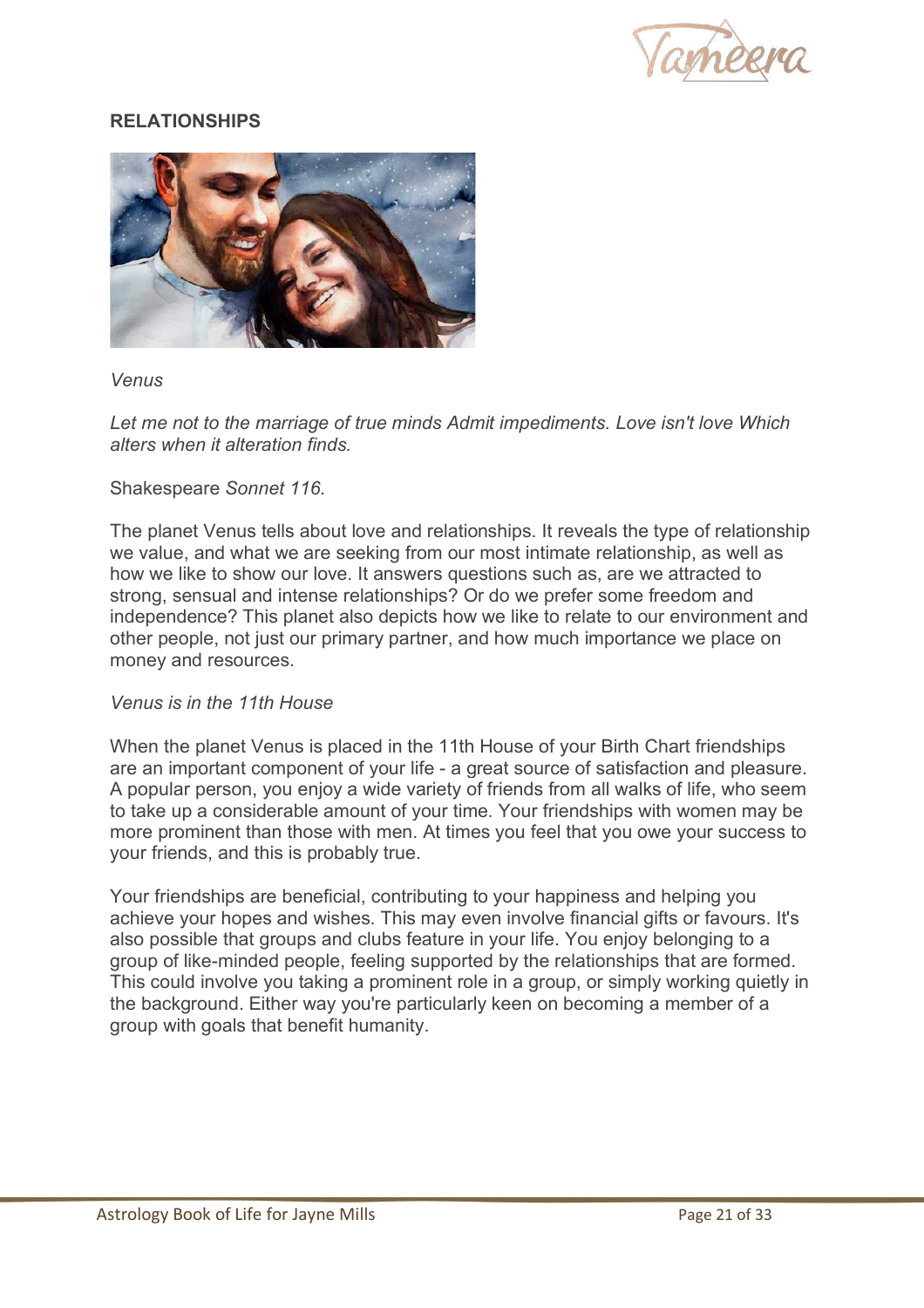## RELATIONSHIPS

*Venus*

*Let me not to the marriage of true minds Admit impediments. Love isn't love Which alters when it alteration finds.*

Shakespeare *Sonnet 116*.

The planet Venus tells about love and relationships. It reveals the type of relationship we value, and what we are seeking from our most intimate relationship, as well as how we like to show our love. It answers questions such as, are we attracted to strong, sensual and intense relationships? Or do we prefer some freedom and independence? This planet also depicts how we like to relate to our environment and other people, not just our primary partner, and how much importance we place on money and resources.

*Venus is in the 11th House*

When the planet Venus is placed in the 11th House of your Birth Chart friendships are an important component of your life - a great source of satisfaction and pleasure. A popular person, you enjoy a wide variety of friends from all walks of life, who seem to take up a considerable amount of your time. Your friendships with women may be more prominent than those with men. At times you feel that you owe your success to your friends, and this is probably true.

Your friendships are beneficial, contributing to your happiness and helping you achieve your hopes and wishes. This may even involve financial gifts or favours. It's also possible that groups and clubs feature in your life. You enjoy belonging to a group of like-minded people, feeling supported by the relationships that are formed. This could involve you taking a prominent role in a group, or simply working quietly in the background. Either way you're particularly keen on becoming a member of a group with goals that benefit humanity.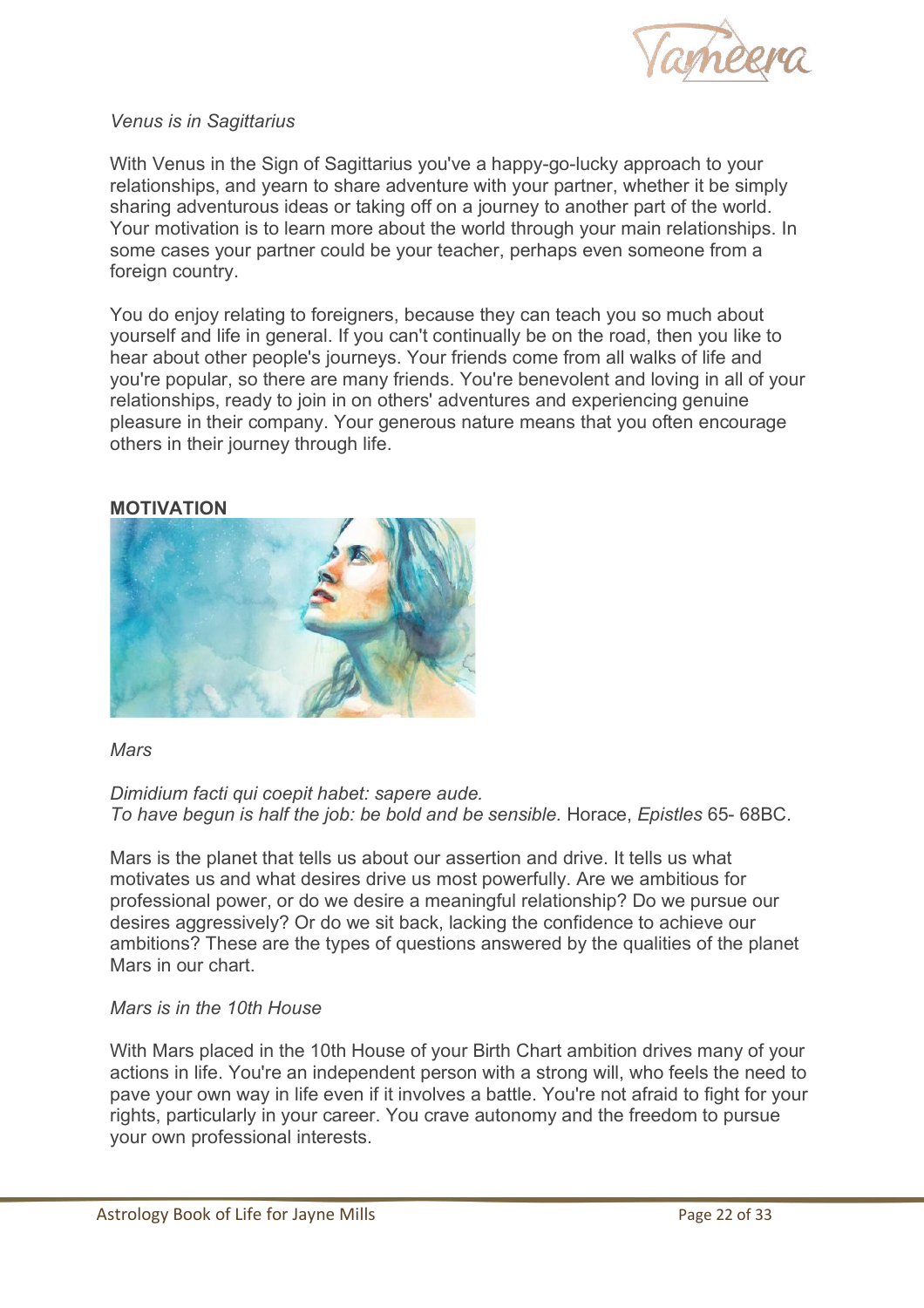*Venus is in Sagittarius*

With Venus in the Sign of Sagittarius you've a happy-go-lucky approach to your relationships, and yearn to share adventure with your partner, whether it be simply sharing adventurous ideas or taking off on a journey to another part of the world. Your motivation is to learn more about the world through your main relationships. In some cases your partner could be your teacher, perhaps even someone from a foreign country.

You do enjoy relating to foreigners, because they can teach you so much about yourself and life in general. If you can't continually be on the road, then you like to hear about other people's journeys. Your friends come from all walks of life and you're popular, so there are many friends. You're benevolent and loving in all of your relationships, ready to join in on others' adventures and experiencing genuine pleasure in their company. Your generous nature means that you often encourage others in their journey through life.

**MOTIVATION**

*Mars*

*Dimidium facti qui coepit habet: sapere aude.*
*To have begun is half the job: be bold and be sensible.* Horace, *Epistles* 65- 68BC.

Mars is the planet that tells us about our assertion and drive. It tells us what motivates us and what desires drive us most powerfully. Are we ambitious for professional power, or do we desire a meaningful relationship? Do we pursue our desires aggressively? Or do we sit back, lacking the confidence to achieve our ambitions? These are the types of questions answered by the qualities of the planet Mars in our chart.

*Mars is in the 10th House*

With Mars placed in the 10th House of your Birth Chart ambition drives many of your actions in life. You're an independent person with a strong will, who feels the need to pave your own way in life even if it involves a battle. You're not afraid to fight for your rights, particularly in your career. You crave autonomy and the freedom to pursue your own professional interests.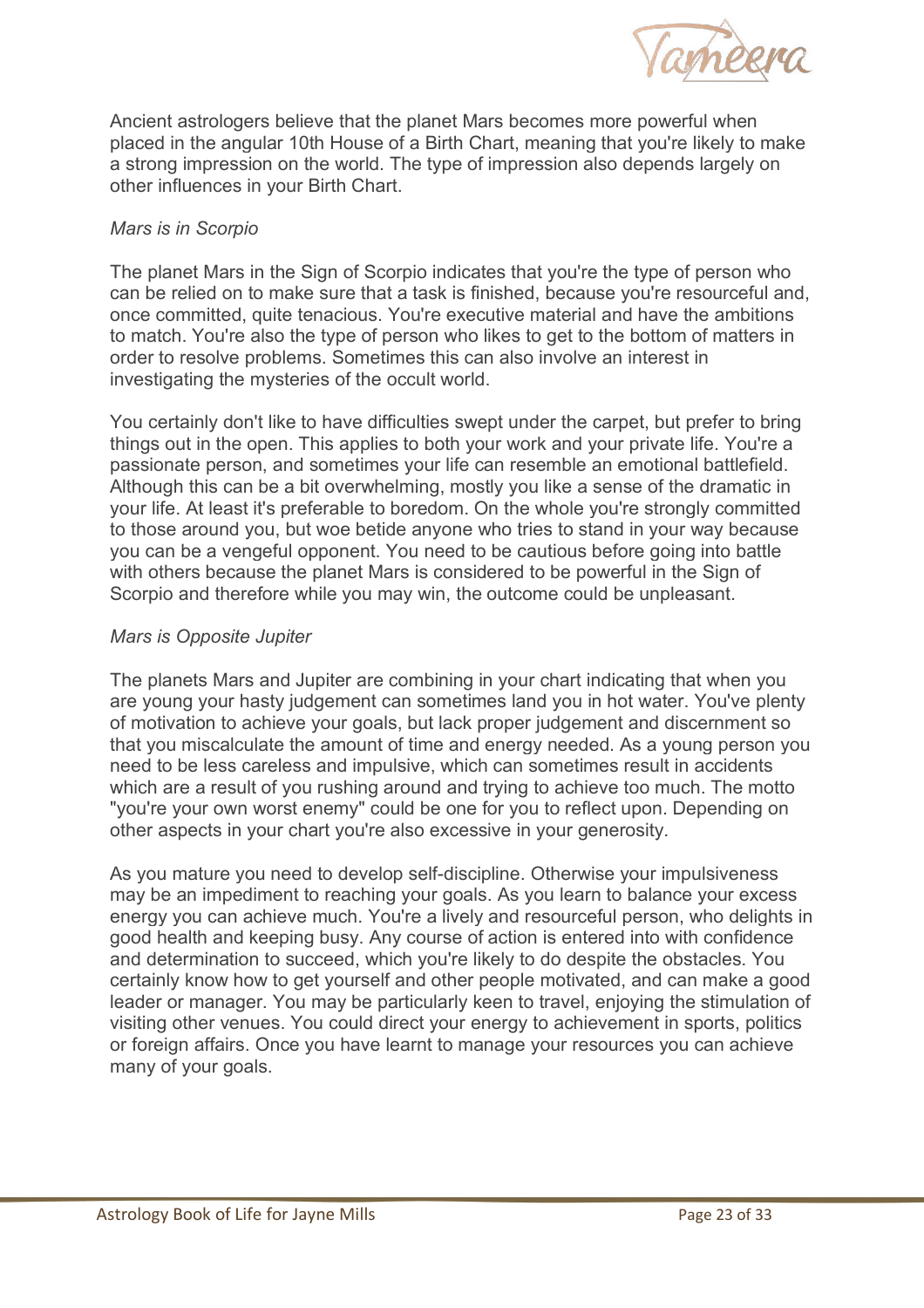Ancient astrologers believe that the planet Mars becomes more powerful when placed in the angular 10th House of a Birth Chart, meaning that you're likely to make a strong impression on the world. The type of impression also depends largely on other influences in your Birth Chart.

*Mars is in Scorpio*

The planet Mars in the Sign of Scorpio indicates that you're the type of person who can be relied on to make sure that a task is finished, because you're resourceful and, once committed, quite tenacious. You're executive material and have the ambitions to match. You're also the type of person who likes to get to the bottom of matters in order to resolve problems. Sometimes this can also involve an interest in investigating the mysteries of the occult world.

You certainly don't like to have difficulties swept under the carpet, but prefer to bring things out in the open. This applies to both your work and your private life. You're a passionate person, and sometimes your life can resemble an emotional battlefield. Although this can be a bit overwhelming, mostly you like a sense of the dramatic in your life. At least it's preferable to boredom. On the whole you're strongly committed to those around you, but woe betide anyone who tries to stand in your way because you can be a vengeful opponent. You need to be cautious before going into battle with others because the planet Mars is considered to be powerful in the Sign of Scorpio and therefore while you may win, the outcome could be unpleasant.

*Mars is Opposite Jupiter*

The planets Mars and Jupiter are combining in your chart indicating that when you are young your hasty judgement can sometimes land you in hot water. You've plenty of motivation to achieve your goals, but lack proper judgement and discernment so that you miscalculate the amount of time and energy needed. As a young person you need to be less careless and impulsive, which can sometimes result in accidents which are a result of you rushing around and trying to achieve too much. The motto "you're your own worst enemy" could be one for you to reflect upon. Depending on other aspects in your chart you're also excessive in your generosity.

As you mature you need to develop self-discipline. Otherwise your impulsiveness may be an impediment to reaching your goals. As you learn to balance your excess energy you can achieve much. You're a lively and resourceful person, who delights in good health and keeping busy. Any course of action is entered into with confidence and determination to succeed, which you're likely to do despite the obstacles. You certainly know how to get yourself and other people motivated, and can make a good leader or manager. You may be particularly keen to travel, enjoying the stimulation of visiting other venues. You could direct your energy to achievement in sports, politics or foreign affairs. Once you have learnt to manage your resources you can achieve many of your goals.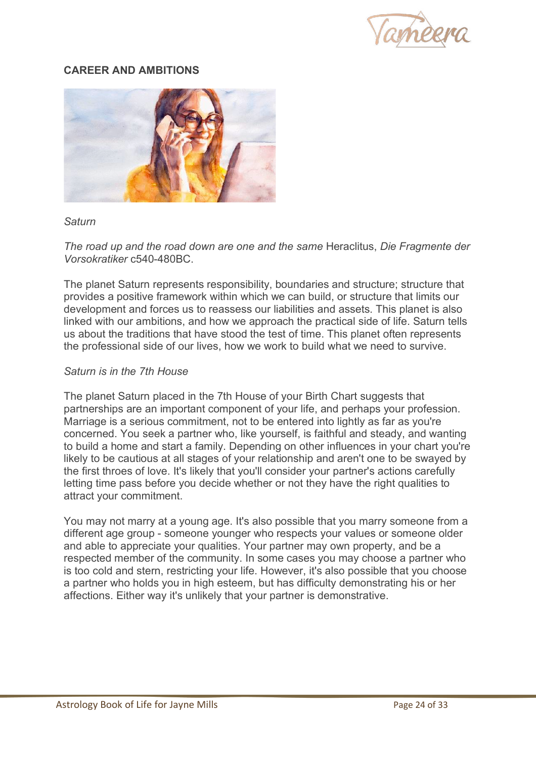## CAREER AND AMBITIONS

*Saturn*

*The road up and the road down are one and the same* Heraclitus, *Die Fragmente der Vorsokratiker* c540-480BC.

The planet Saturn represents responsibility, boundaries and structure; structure that provides a positive framework within which we can build, or structure that limits our development and forces us to reassess our liabilities and assets. This planet is also linked with our ambitions, and how we approach the practical side of life. Saturn tells us about the traditions that have stood the test of time. This planet often represents the professional side of our lives, how we work to build what we need to survive.

*Saturn is in the 7th House*

The planet Saturn placed in the 7th House of your Birth Chart suggests that partnerships are an important component of your life, and perhaps your profession. Marriage is a serious commitment, not to be entered into lightly as far as you're concerned. You seek a partner who, like yourself, is faithful and steady, and wanting to build a home and start a family. Depending on other influences in your chart you're likely to be cautious at all stages of your relationship and aren't one to be swayed by the first throes of love. It's likely that you'll consider your partner's actions carefully letting time pass before you decide whether or not they have the right qualities to attract your commitment.

You may not marry at a young age. It's also possible that you marry someone from a different age group - someone younger who respects your values or someone older and able to appreciate your qualities. Your partner may own property, and be a respected member of the community. In some cases you may choose a partner who is too cold and stern, restricting your life. However, it's also possible that you choose a partner who holds you in high esteem, but has difficulty demonstrating his or her affections. Either way it's unlikely that your partner is demonstrative.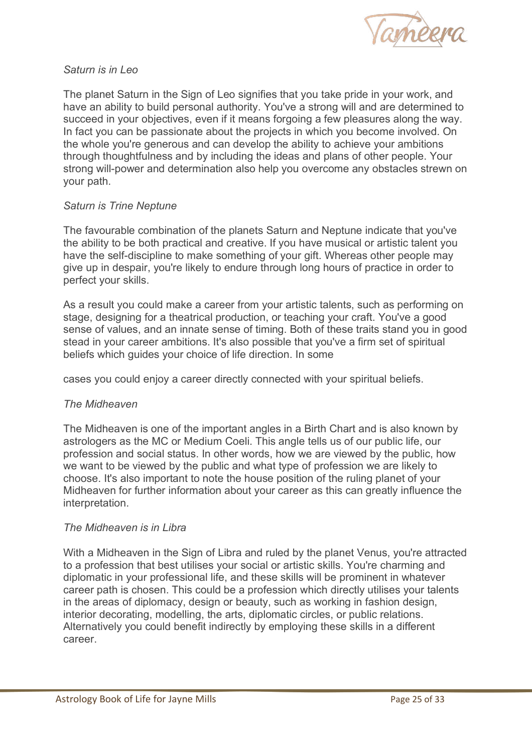*Saturn is in Leo*

The planet Saturn in the Sign of Leo signifies that you take pride in your work, and have an ability to build personal authority. You've a strong will and are determined to succeed in your objectives, even if it means forgoing a few pleasures along the way. In fact you can be passionate about the projects in which you become involved. On the whole you're generous and can develop the ability to achieve your ambitions through thoughtfulness and by including the ideas and plans of other people. Your strong will-power and determination also help you overcome any obstacles strewn on your path.

*Saturn is Trine Neptune*

The favourable combination of the planets Saturn and Neptune indicate that you've the ability to be both practical and creative. If you have musical or artistic talent you have the self-discipline to make something of your gift. Whereas other people may give up in despair, you're likely to endure through long hours of practice in order to perfect your skills.

As a result you could make a career from your artistic talents, such as performing on stage, designing for a theatrical production, or teaching your craft. You've a good sense of values, and an innate sense of timing. Both of these traits stand you in good stead in your career ambitions. It's also possible that you've a firm set of spiritual beliefs which guides your choice of life direction. In some cases you could enjoy a career directly connected with your spiritual beliefs.

*The Midheaven*

The Midheaven is one of the important angles in a Birth Chart and is also known by astrologers as the MC or Medium Coeli. This angle tells us of our public life, our profession and social status. In other words, how we are viewed by the public, how we want to be viewed by the public and what type of profession we are likely to choose. It's also important to note the house position of the ruling planet of your Midheaven for further information about your career as this can greatly influence the interpretation.

*The Midheaven is in Libra*

With a Midheaven in the Sign of Libra and ruled by the planet Venus, you're attracted to a profession that best utilises your social or artistic skills. You're charming and diplomatic in your professional life, and these skills will be prominent in whatever career path is chosen. This could be a profession which directly utilises your talents in the areas of diplomacy, design or beauty, such as working in fashion design, interior decorating, modelling, the arts, diplomatic circles, or public relations. Alternatively you could benefit indirectly by employing these skills in a different career.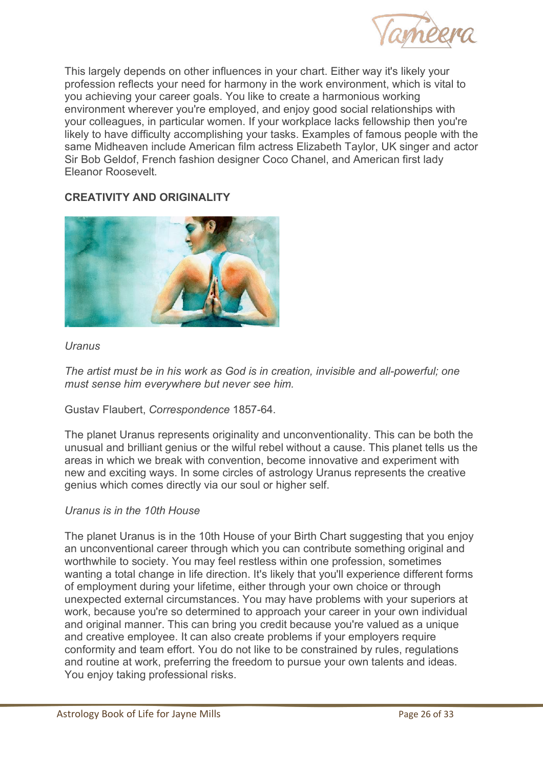This largely depends on other influences in your chart. Either way it's likely your profession reflects your need for harmony in the work environment, which is vital to you achieving your career goals. You like to create a harmonious working environment wherever you're employed, and enjoy good social relationships with your colleagues, in particular women. If your workplace lacks fellowship then you're likely to have difficulty accomplishing your tasks. Examples of famous people with the same Midheaven include American film actress Elizabeth Taylor, UK singer and actor Sir Bob Geldof, French fashion designer Coco Chanel, and American first lady Eleanor Roosevelt.

### CREATIVITY AND ORIGINALITY

*Uranus*

*The artist must be in his work as God is in creation, invisible and all-powerful; one must sense him everywhere but never see him.*

Gustav Flaubert, *Correspondence* 1857-64.

The planet Uranus represents originality and unconventionality. This can be both the unusual and brilliant genius or the wilful rebel without a cause. This planet tells us the areas in which we break with convention, become innovative and experiment with new and exciting ways. In some circles of astrology Uranus represents the creative genius which comes directly via our soul or higher self.

*Uranus is in the 10th House*

The planet Uranus is in the 10th House of your Birth Chart suggesting that you enjoy an unconventional career through which you can contribute something original and worthwhile to society. You may feel restless within one profession, sometimes wanting a total change in life direction. It's likely that you'll experience different forms of employment during your lifetime, either through your own choice or through unexpected external circumstances. You may have problems with your superiors at work, because you're so determined to approach your career in your own individual and original manner. This can bring you credit because you're valued as a unique and creative employee. It can also create problems if your employers require conformity and team effort. You do not like to be constrained by rules, regulations and routine at work, preferring the freedom to pursue your own talents and ideas. You enjoy taking professional risks.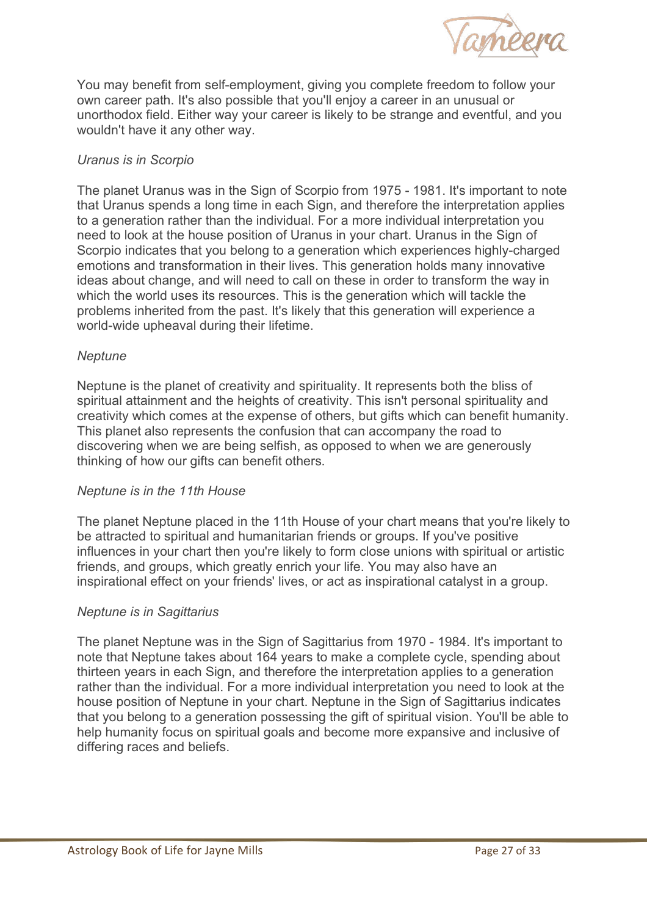You may benefit from self-employment, giving you complete freedom to follow your own career path. It's also possible that you'll enjoy a career in an unusual or unorthodox field. Either way your career is likely to be strange and eventful, and you wouldn't have it any other way.

*Uranus is in Scorpio*

The planet Uranus was in the Sign of Scorpio from 1975 - 1981. It's important to note that Uranus spends a long time in each Sign, and therefore the interpretation applies to a generation rather than the individual. For a more individual interpretation you need to look at the house position of Uranus in your chart. Uranus in the Sign of Scorpio indicates that you belong to a generation which experiences highly-charged emotions and transformation in their lives. This generation holds many innovative ideas about change, and will need to call on these in order to transform the way in which the world uses its resources. This is the generation which will tackle the problems inherited from the past. It's likely that this generation will experience a world-wide upheaval during their lifetime.

*Neptune*

Neptune is the planet of creativity and spirituality. It represents both the bliss of spiritual attainment and the heights of creativity. This isn't personal spirituality and creativity which comes at the expense of others, but gifts which can benefit humanity. This planet also represents the confusion that can accompany the road to discovering when we are being selfish, as opposed to when we are generously thinking of how our gifts can benefit others.

*Neptune is in the 11th House*

The planet Neptune placed in the 11th House of your chart means that you're likely to be attracted to spiritual and humanitarian friends or groups. If you've positive influences in your chart then you're likely to form close unions with spiritual or artistic friends, and groups, which greatly enrich your life. You may also have an inspirational effect on your friends' lives, or act as inspirational catalyst in a group.

*Neptune is in Sagittarius*

The planet Neptune was in the Sign of Sagittarius from 1970 - 1984. It's important to note that Neptune takes about 164 years to make a complete cycle, spending about thirteen years in each Sign, and therefore the interpretation applies to a generation rather than the individual. For a more individual interpretation you need to look at the house position of Neptune in your chart. Neptune in the Sign of Sagittarius indicates that you belong to a generation possessing the gift of spiritual vision. You'll be able to help humanity focus on spiritual goals and become more expansive and inclusive of differing races and beliefs.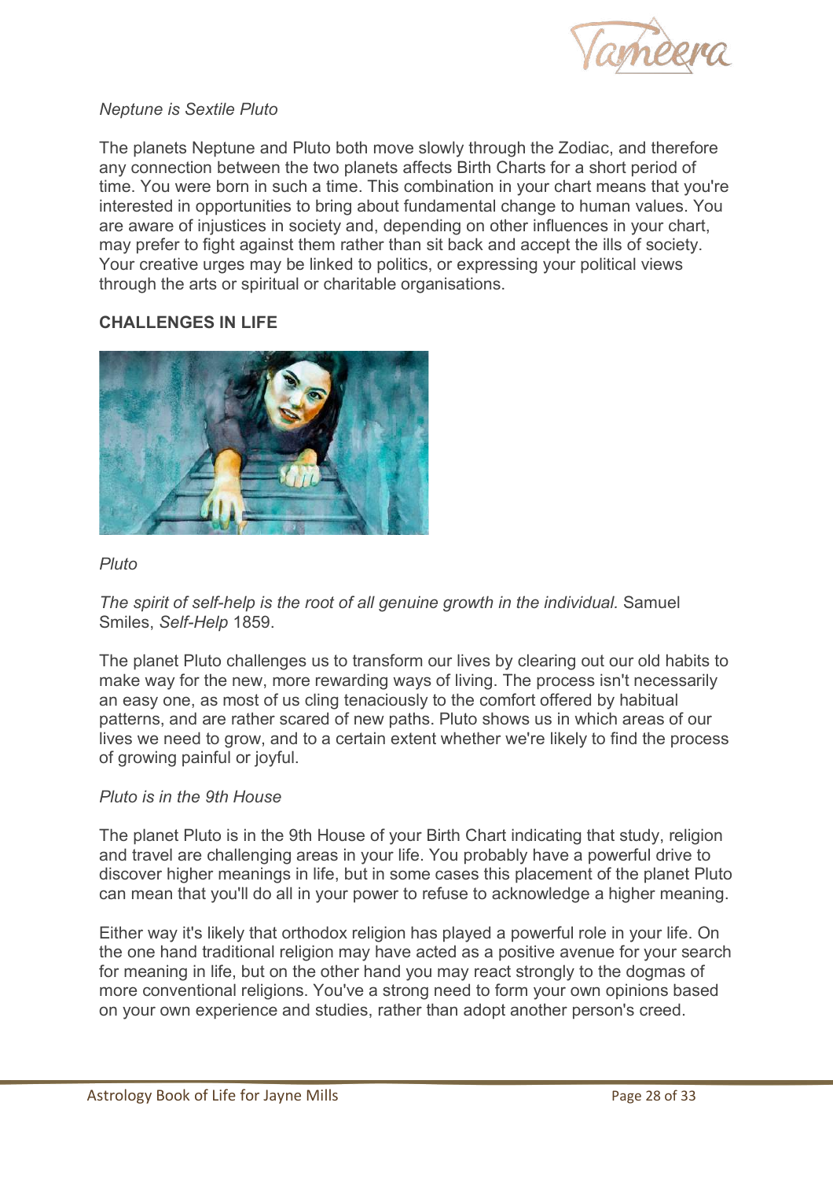*Neptune is Sextile Pluto*

The planets Neptune and Pluto both move slowly through the Zodiac, and therefore any connection between the two planets affects Birth Charts for a short period of time. You were born in such a time. This combination in your chart means that you're interested in opportunities to bring about fundamental change to human values. You are aware of injustices in society and, depending on other influences in your chart, may prefer to fight against them rather than sit back and accept the ills of society. Your creative urges may be linked to politics, or expressing your political views through the arts or spiritual or charitable organisations.

## CHALLENGES IN LIFE

*Pluto*

*The spirit of self-help is the root of all genuine growth in the individual.* Samuel Smiles, *Self-Help* 1859.

The planet Pluto challenges us to transform our lives by clearing out our old habits to make way for the new, more rewarding ways of living. The process isn't necessarily an easy one, as most of us cling tenaciously to the comfort offered by habitual patterns, and are rather scared of new paths. Pluto shows us in which areas of our lives we need to grow, and to a certain extent whether we're likely to find the process of growing painful or joyful.

*Pluto is in the 9th House*

The planet Pluto is in the 9th House of your Birth Chart indicating that study, religion and travel are challenging areas in your life. You probably have a powerful drive to discover higher meanings in life, but in some cases this placement of the planet Pluto can mean that you'll do all in your power to refuse to acknowledge a higher meaning.

Either way it's likely that orthodox religion has played a powerful role in your life. On the one hand traditional religion may have acted as a positive avenue for your search for meaning in life, but on the other hand you may react strongly to the dogmas of more conventional religions. You've a strong need to form your own opinions based on your own experience and studies, rather than adopt another person's creed.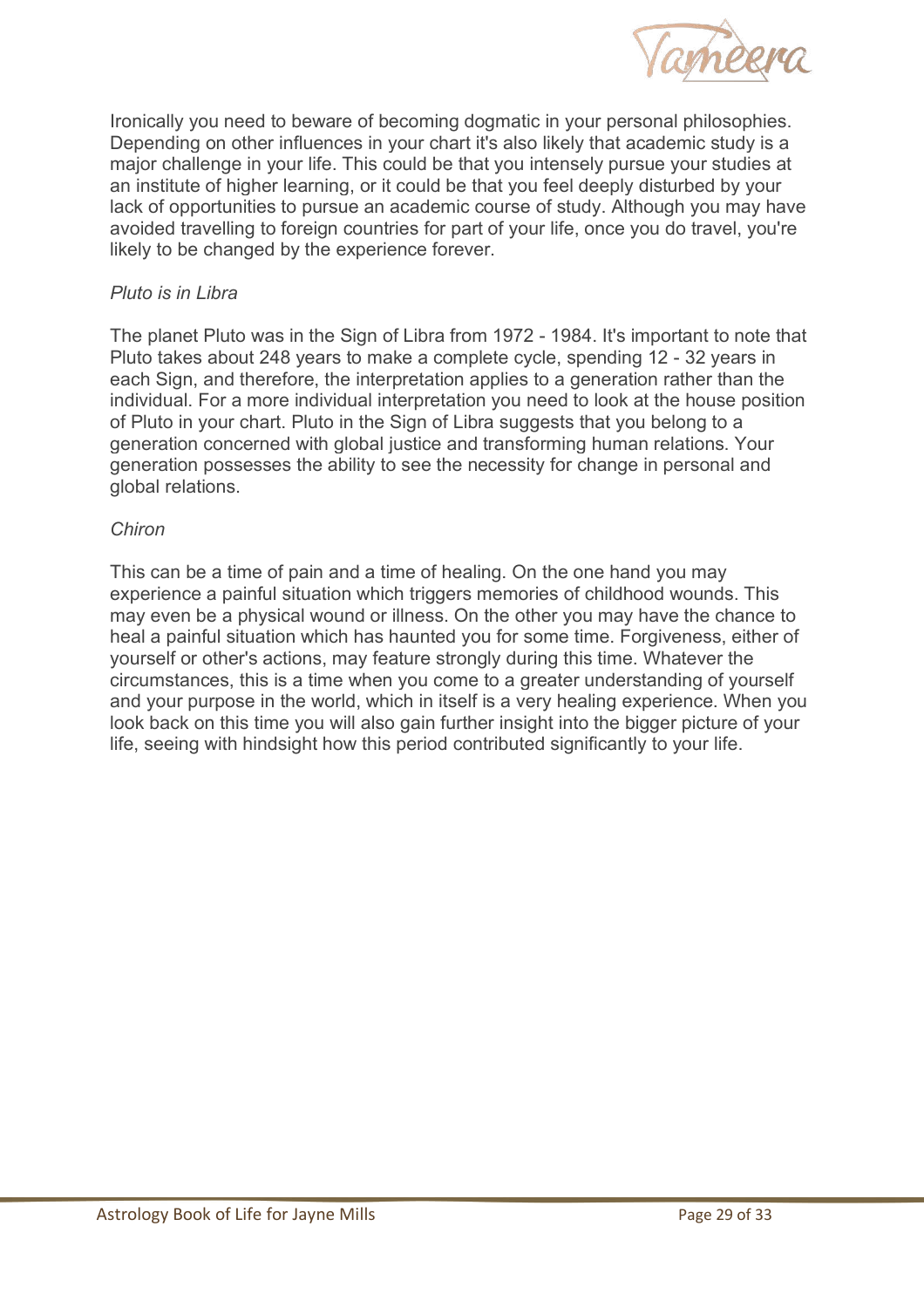Ironically you need to beware of becoming dogmatic in your personal philosophies. Depending on other influences in your chart it's also likely that academic study is a major challenge in your life. This could be that you intensely pursue your studies at an institute of higher learning, or it could be that you feel deeply disturbed by your lack of opportunities to pursue an academic course of study. Although you may have avoided travelling to foreign countries for part of your life, once you do travel, you're likely to be changed by the experience forever.

*Pluto is in Libra*

The planet Pluto was in the Sign of Libra from 1972 - 1984. It's important to note that Pluto takes about 248 years to make a complete cycle, spending 12 - 32 years in each Sign, and therefore, the interpretation applies to a generation rather than the individual. For a more individual interpretation you need to look at the house position of Pluto in your chart. Pluto in the Sign of Libra suggests that you belong to a generation concerned with global justice and transforming human relations. Your generation possesses the ability to see the necessity for change in personal and global relations.

*Chiron*

This can be a time of pain and a time of healing. On the one hand you may experience a painful situation which triggers memories of childhood wounds. This may even be a physical wound or illness. On the other you may have the chance to heal a painful situation which has haunted you for some time. Forgiveness, either of yourself or other's actions, may feature strongly during this time. Whatever the circumstances, this is a time when you come to a greater understanding of yourself and your purpose in the world, which in itself is a very healing experience. When you look back on this time you will also gain further insight into the bigger picture of your life, seeing with hindsight how this period contributed significantly to your life.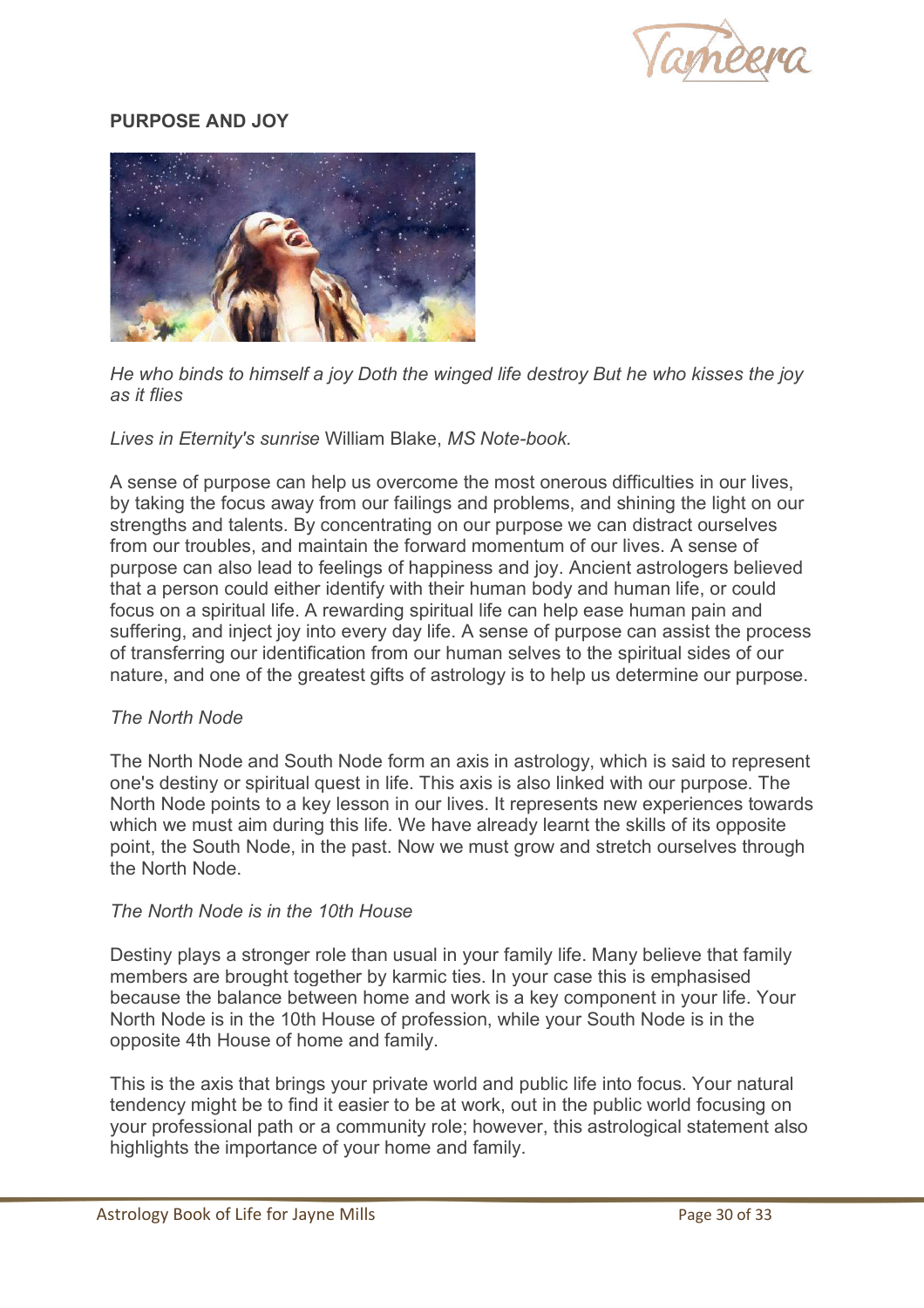## PURPOSE AND JOY

*He who binds to himself a joy Doth the winged life destroy But he who kisses the joy as it flies*

*Lives in Eternity's sunrise* William Blake, *MS Note-book.*

A sense of purpose can help us overcome the most onerous difficulties in our lives, by taking the focus away from our failings and problems, and shining the light on our strengths and talents. By concentrating on our purpose we can distract ourselves from our troubles, and maintain the forward momentum of our lives. A sense of purpose can also lead to feelings of happiness and joy. Ancient astrologers believed that a person could either identify with their human body and human life, or could focus on a spiritual life. A rewarding spiritual life can help ease human pain and suffering, and inject joy into every day life. A sense of purpose can assist the process of transferring our identification from our human selves to the spiritual sides of our nature, and one of the greatest gifts of astrology is to help us determine our purpose.

*The North Node*

The North Node and South Node form an axis in astrology, which is said to represent one's destiny or spiritual quest in life. This axis is also linked with our purpose. The North Node points to a key lesson in our lives. It represents new experiences towards which we must aim during this life. We have already learnt the skills of its opposite point, the South Node, in the past. Now we must grow and stretch ourselves through the North Node.

*The North Node is in the 10th House*

Destiny plays a stronger role than usual in your family life. Many believe that family members are brought together by karmic ties. In your case this is emphasised because the balance between home and work is a key component in your life. Your North Node is in the 10th House of profession, while your South Node is in the opposite 4th House of home and family.

This is the axis that brings your private world and public life into focus. Your natural tendency might be to find it easier to be at work, out in the public world focusing on your professional path or a community role; however, this astrological statement also highlights the importance of your home and family.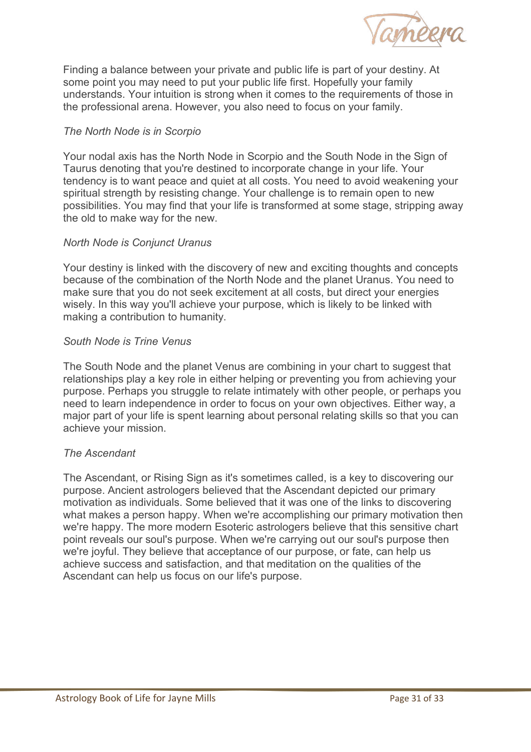Finding a balance between your private and public life is part of your destiny. At some point you may need to put your public life first. Hopefully your family understands. Your intuition is strong when it comes to the requirements of those in the professional arena. However, you also need to focus on your family.

*The North Node is in Scorpio*

Your nodal axis has the North Node in Scorpio and the South Node in the Sign of Taurus denoting that you're destined to incorporate change in your life. Your tendency is to want peace and quiet at all costs. You need to avoid weakening your spiritual strength by resisting change. Your challenge is to remain open to new possibilities. You may find that your life is transformed at some stage, stripping away the old to make way for the new.

*North Node is Conjunct Uranus*

Your destiny is linked with the discovery of new and exciting thoughts and concepts because of the combination of the North Node and the planet Uranus. You need to make sure that you do not seek excitement at all costs, but direct your energies wisely. In this way you'll achieve your purpose, which is likely to be linked with making a contribution to humanity.

*South Node is Trine Venus*

The South Node and the planet Venus are combining in your chart to suggest that relationships play a key role in either helping or preventing you from achieving your purpose. Perhaps you struggle to relate intimately with other people, or perhaps you need to learn independence in order to focus on your own objectives. Either way, a major part of your life is spent learning about personal relating skills so that you can achieve your mission.

*The Ascendant*

The Ascendant, or Rising Sign as it's sometimes called, is a key to discovering our purpose. Ancient astrologers believed that the Ascendant depicted our primary motivation as individuals. Some believed that it was one of the links to discovering what makes a person happy. When we're accomplishing our primary motivation then we're happy. The more modern Esoteric astrologers believe that this sensitive chart point reveals our soul's purpose. When we're carrying out our soul's purpose then we're joyful. They believe that acceptance of our purpose, or fate, can help us achieve success and satisfaction, and that meditation on the qualities of the Ascendant can help us focus on our life's purpose.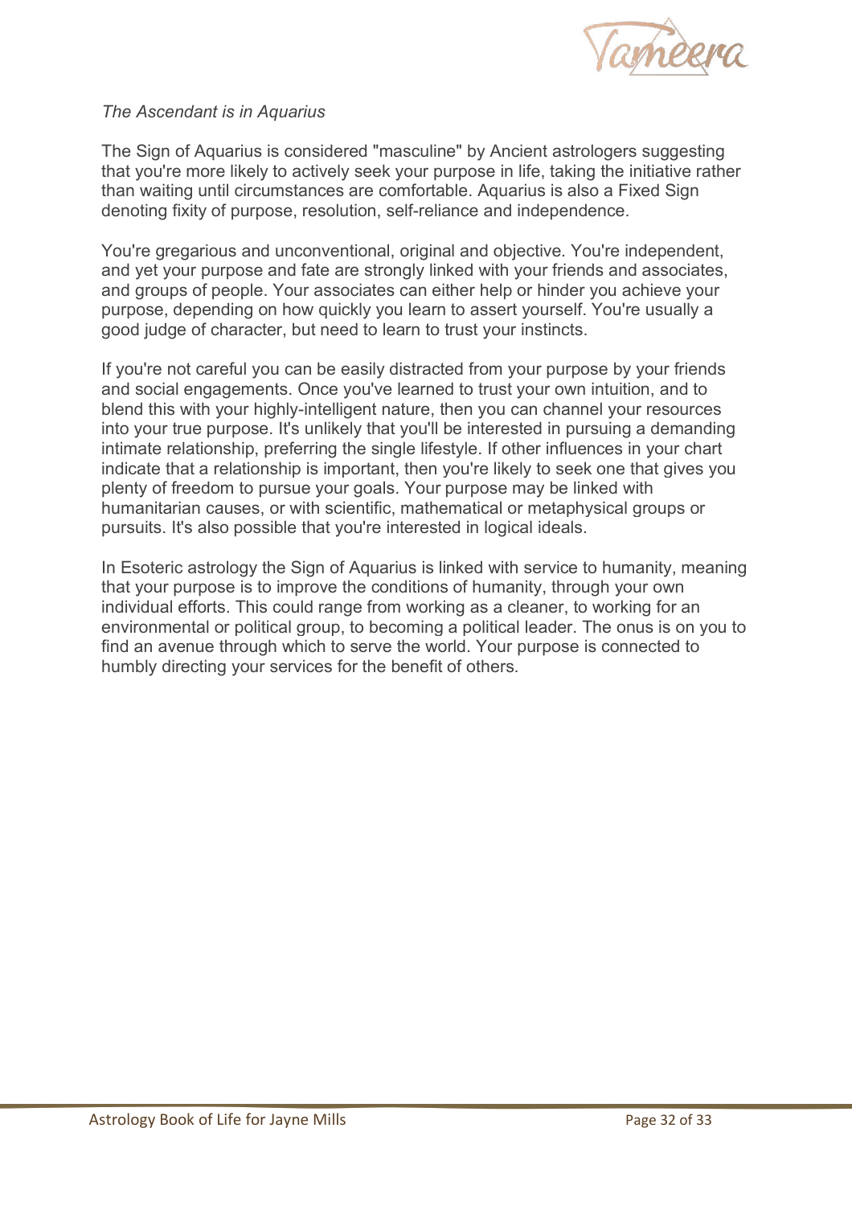*The Ascendant is in Aquarius*

The Sign of Aquarius is considered "masculine" by Ancient astrologers suggesting that you're more likely to actively seek your purpose in life, taking the initiative rather than waiting until circumstances are comfortable. Aquarius is also a Fixed Sign denoting fixity of purpose, resolution, self-reliance and independence.

You're gregarious and unconventional, original and objective. You're independent, and yet your purpose and fate are strongly linked with your friends and associates, and groups of people. Your associates can either help or hinder you achieve your purpose, depending on how quickly you learn to assert yourself. You're usually a good judge of character, but need to learn to trust your instincts.

If you're not careful you can be easily distracted from your purpose by your friends and social engagements. Once you've learned to trust your own intuition, and to blend this with your highly-intelligent nature, then you can channel your resources into your true purpose. It's unlikely that you'll be interested in pursuing a demanding intimate relationship, preferring the single lifestyle. If other influences in your chart indicate that a relationship is important, then you're likely to seek one that gives you plenty of freedom to pursue your goals. Your purpose may be linked with humanitarian causes, or with scientific, mathematical or metaphysical groups or pursuits. It's also possible that you're interested in logical ideals.

In Esoteric astrology the Sign of Aquarius is linked with service to humanity, meaning that your purpose is to improve the conditions of humanity, through your own individual efforts. This could range from working as a cleaner, to working for an environmental or political group, to becoming a political leader. The onus is on you to find an avenue through which to serve the world. Your purpose is connected to humbly directing your services for the benefit of others.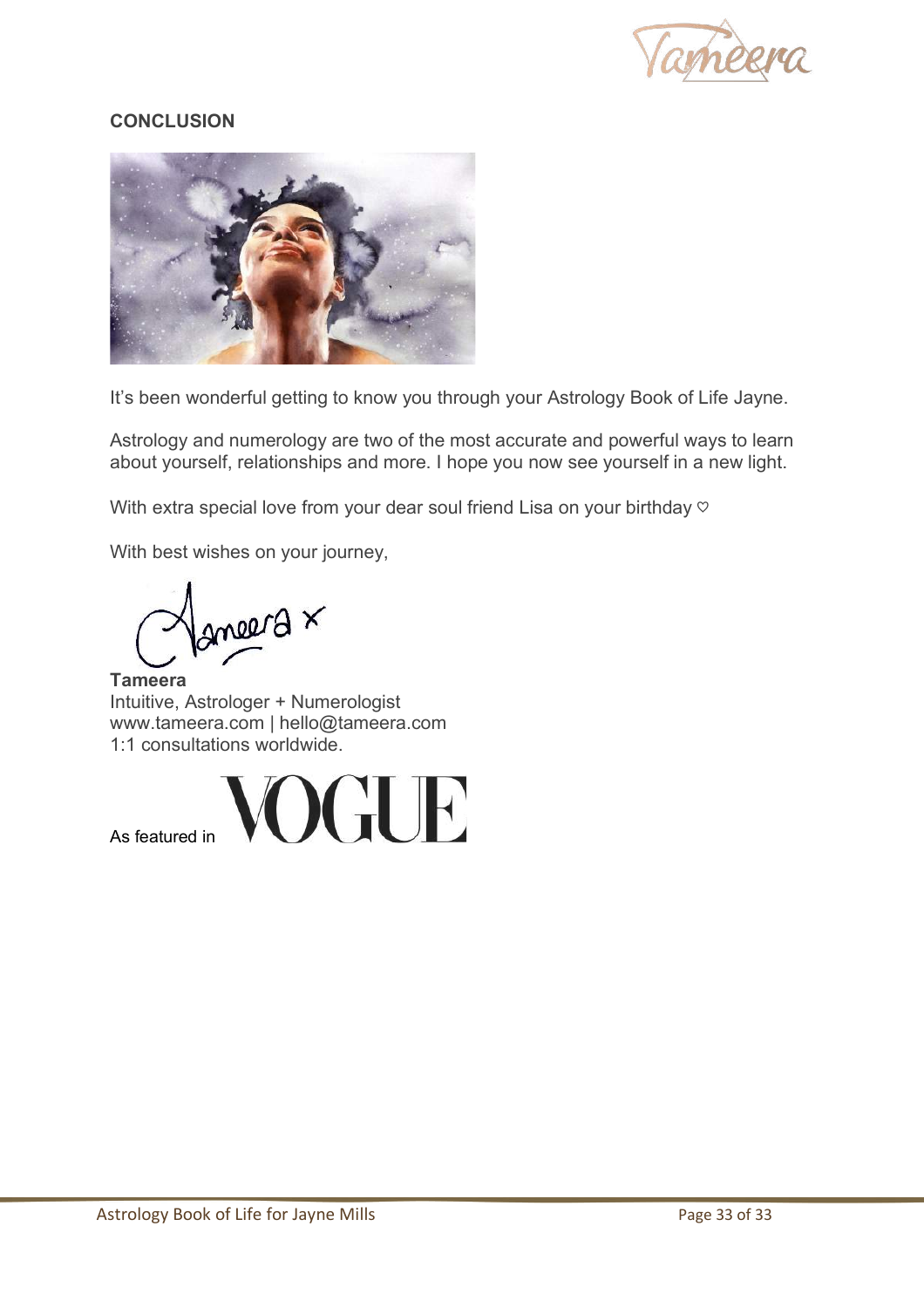**CONCLUSION**

It's been wonderful getting to know you through your Astrology Book of Life Jayne.

Astrology and numerology are two of the most accurate and powerful ways to learn about yourself, relationships and more. I hope you now see yourself in a new light.

With extra special love from your dear soul friend Lisa on your birthday ♡

With best wishes on your journey,

Tameera x

**Tameera**
Intuitive, Astrologer + Numerologist
www.tameera.com | hello@tameera.com
1:1 consultations worldwide.

As featured in VOGUE